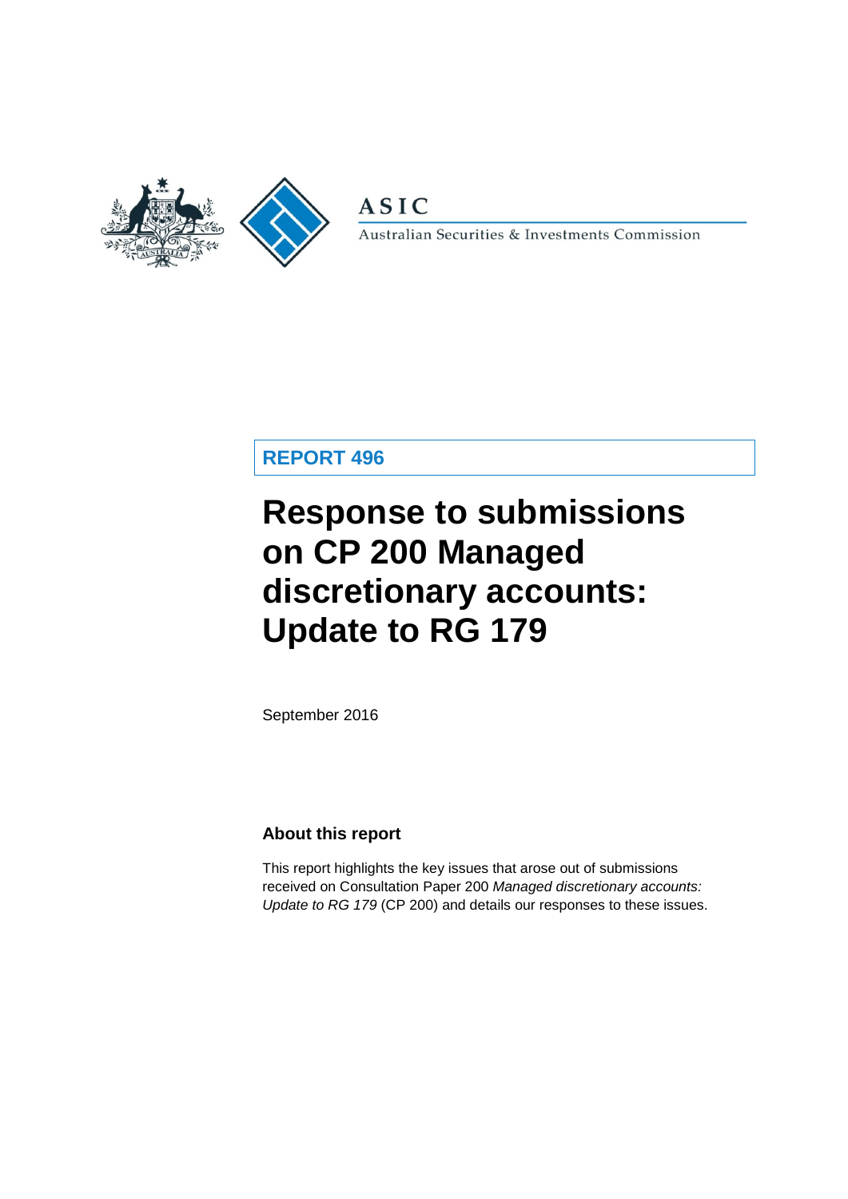ASIC

Australian Securities & Investments Commission

**REPORT 496**

# Response to submissions on CP 200 Managed discretionary accounts: Update to RG 179

September 2016

## About this report

This report highlights the key issues that arose out of submissions received on Consultation Paper 200 *Managed discretionary accounts: Update to RG 179* (CP 200) and details our responses to these issues.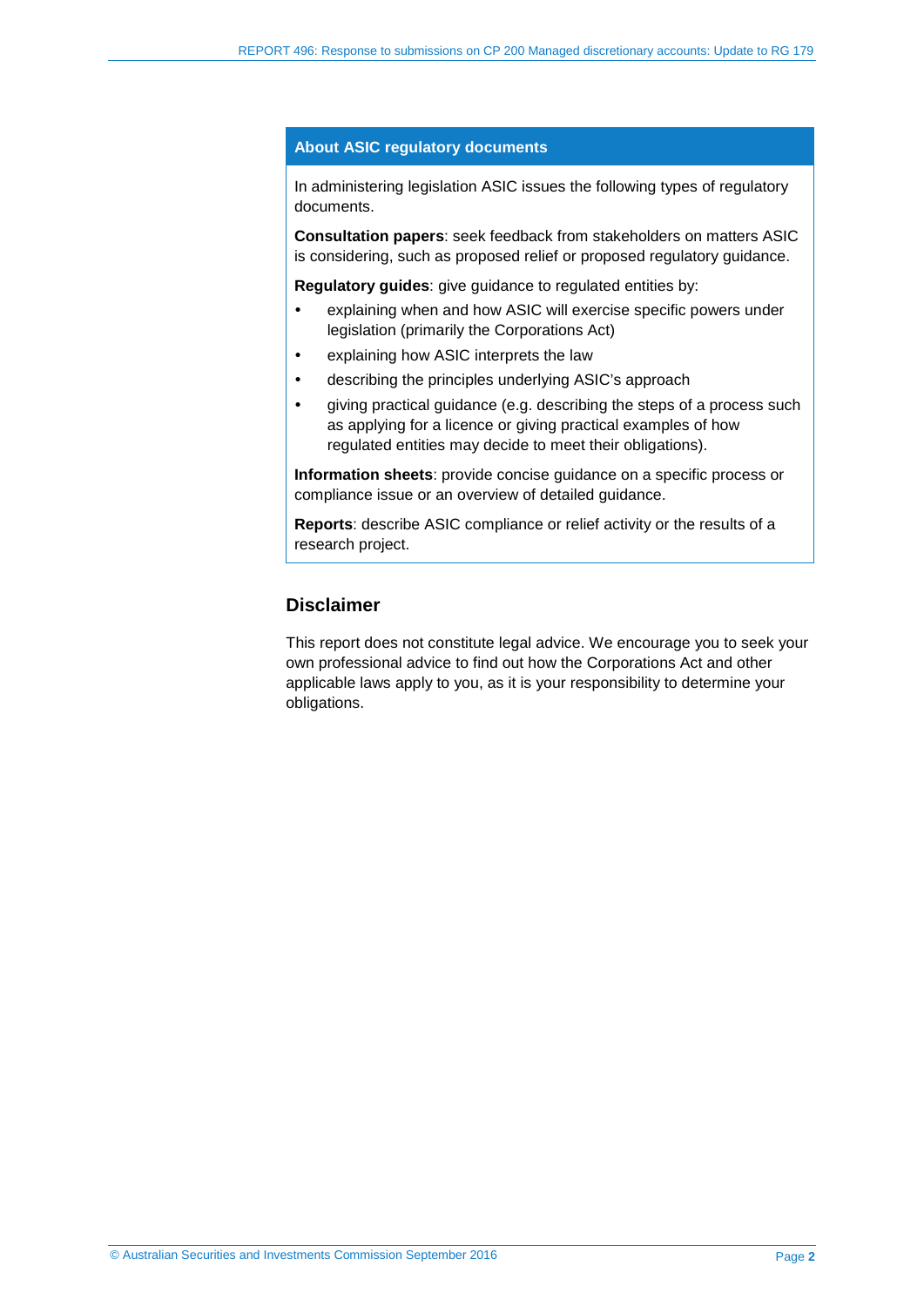## About ASIC regulatory documents

In administering legislation ASIC issues the following types of regulatory documents.

**Consultation papers**: seek feedback from stakeholders on matters ASIC is considering, such as proposed relief or proposed regulatory guidance.

**Regulatory guides**: give guidance to regulated entities by:

- explaining when and how ASIC will exercise specific powers under legislation (primarily the Corporations Act)
- explaining how ASIC interprets the law
- describing the principles underlying ASIC's approach
- giving practical guidance (e.g. describing the steps of a process such as applying for a licence or giving practical examples of how regulated entities may decide to meet their obligations).

**Information sheets**: provide concise guidance on a specific process or compliance issue or an overview of detailed guidance.

**Reports**: describe ASIC compliance or relief activity or the results of a research project.

## Disclaimer

This report does not constitute legal advice. We encourage you to seek your own professional advice to find out how the Corporations Act and other applicable laws apply to you, as it is your responsibility to determine your obligations.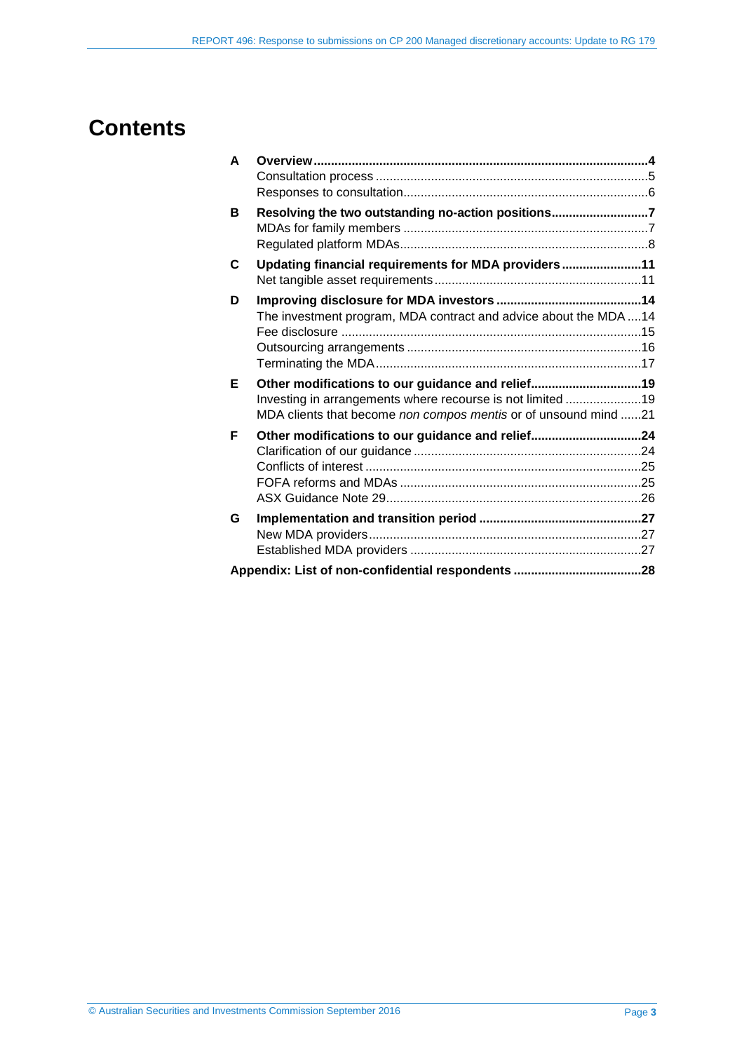# Contents

| | | |
|---|---|---|
| **A** | **Overview** | **4** |
| | Consultation process | 5 |
| | Responses to consultation | 6 |
| **B** | **Resolving the two outstanding no-action positions** | **7** |
| | MDAs for family members | 7 |
| | Regulated platform MDAs | 8 |
| **C** | **Updating financial requirements for MDA providers** | **11** |
| | Net tangible asset requirements | 11 |
| **D** | **Improving disclosure for MDA investors** | **14** |
| | The investment program, MDA contract and advice about the MDA | 14 |
| | Fee disclosure | 15 |
| | Outsourcing arrangements | 16 |
| | Terminating the MDA | 17 |
| **E** | **Other modifications to our guidance and relief** | **19** |
| | Investing in arrangements where recourse is not limited | 19 |
| | MDA clients that become *non compos mentis* or of unsound mind | 21 |
| **F** | **Other modifications to our guidance and relief** | **24** |
| | Clarification of our guidance | 24 |
| | Conflicts of interest | 25 |
| | FOFA reforms and MDAs | 25 |
| | ASX Guidance Note 29 | 26 |
| **G** | **Implementation and transition period** | **27** |
| | New MDA providers | 27 |
| | Established MDA providers | 27 |
| **Appendix: List of non-confidential respondents** | | **28** |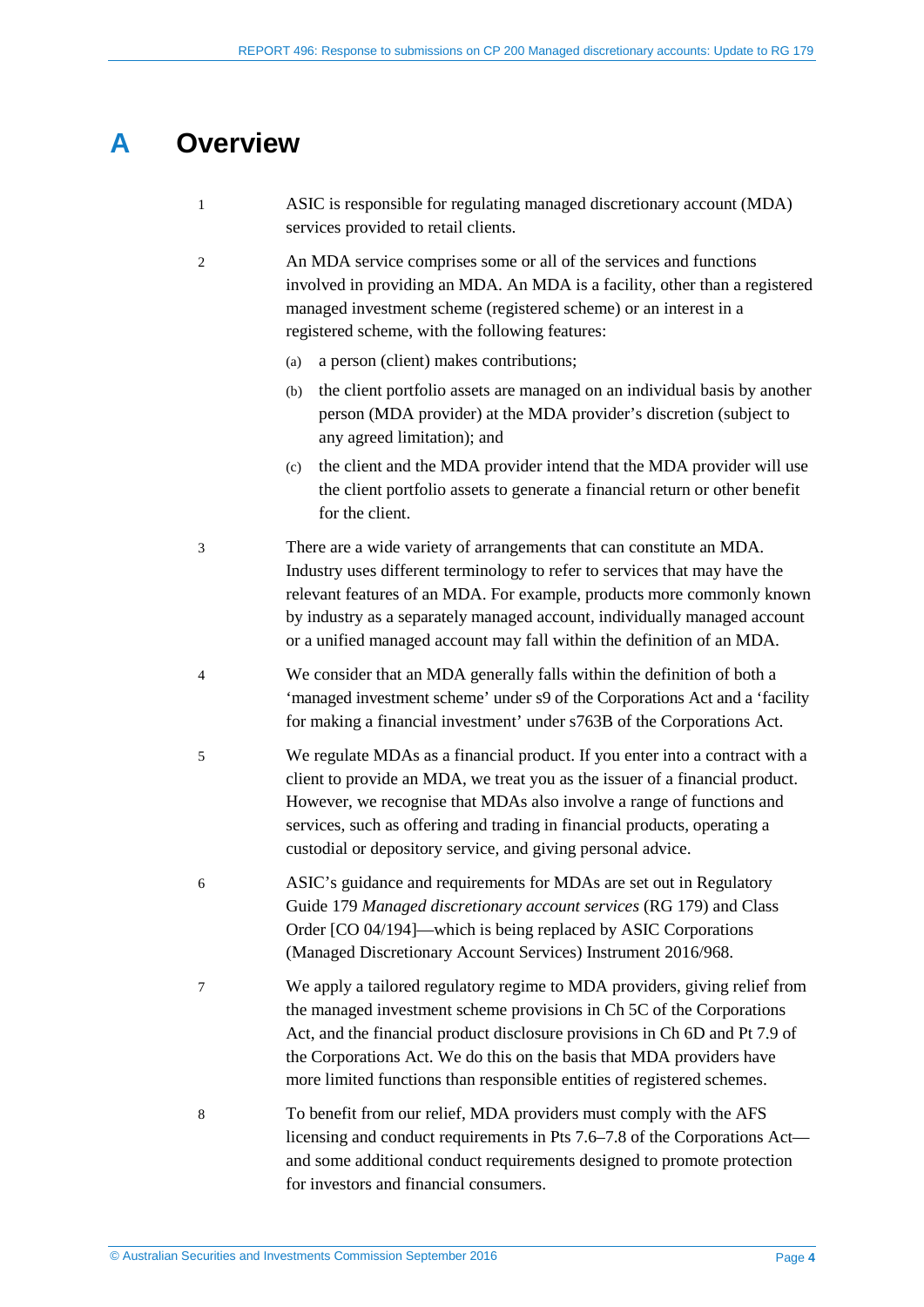# A Overview

1 ASIC is responsible for regulating managed discretionary account (MDA) services provided to retail clients.

2 An MDA service comprises some or all of the services and functions involved in providing an MDA. An MDA is a facility, other than a registered managed investment scheme (registered scheme) or an interest in a registered scheme, with the following features:

(a) a person (client) makes contributions;

(b) the client portfolio assets are managed on an individual basis by another person (MDA provider) at the MDA provider's discretion (subject to any agreed limitation); and

(c) the client and the MDA provider intend that the MDA provider will use the client portfolio assets to generate a financial return or other benefit for the client.

3 There are a wide variety of arrangements that can constitute an MDA. Industry uses different terminology to refer to services that may have the relevant features of an MDA. For example, products more commonly known by industry as a separately managed account, individually managed account or a unified managed account may fall within the definition of an MDA.

4 We consider that an MDA generally falls within the definition of both a 'managed investment scheme' under s9 of the Corporations Act and a 'facility for making a financial investment' under s763B of the Corporations Act.

5 We regulate MDAs as a financial product. If you enter into a contract with a client to provide an MDA, we treat you as the issuer of a financial product. However, we recognise that MDAs also involve a range of functions and services, such as offering and trading in financial products, operating a custodial or depository service, and giving personal advice.

6 ASIC's guidance and requirements for MDAs are set out in Regulatory Guide 179 *Managed discretionary account services* (RG 179) and Class Order [CO 04/194]—which is being replaced by ASIC Corporations (Managed Discretionary Account Services) Instrument 2016/968.

7 We apply a tailored regulatory regime to MDA providers, giving relief from the managed investment scheme provisions in Ch 5C of the Corporations Act, and the financial product disclosure provisions in Ch 6D and Pt 7.9 of the Corporations Act. We do this on the basis that MDA providers have more limited functions than responsible entities of registered schemes.

8 To benefit from our relief, MDA providers must comply with the AFS licensing and conduct requirements in Pts 7.6–7.8 of the Corporations Act—and some additional conduct requirements designed to promote protection for investors and financial consumers.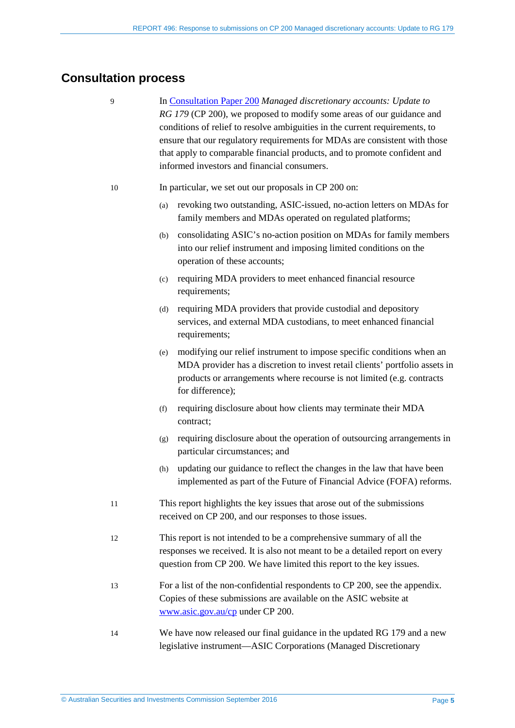## Consultation process

9 In [Consultation Paper 200](#) *Managed discretionary accounts: Update to RG 179* (CP 200), we proposed to modify some areas of our guidance and conditions of relief to resolve ambiguities in the current requirements, to ensure that our regulatory requirements for MDAs are consistent with those that apply to comparable financial products, and to promote confident and informed investors and financial consumers.

10 In particular, we set out our proposals in CP 200 on:

(a) revoking two outstanding, ASIC-issued, no-action letters on MDAs for family members and MDAs operated on regulated platforms;

(b) consolidating ASIC's no-action position on MDAs for family members into our relief instrument and imposing limited conditions on the operation of these accounts;

(c) requiring MDA providers to meet enhanced financial resource requirements;

(d) requiring MDA providers that provide custodial and depository services, and external MDA custodians, to meet enhanced financial requirements;

(e) modifying our relief instrument to impose specific conditions when an MDA provider has a discretion to invest retail clients' portfolio assets in products or arrangements where recourse is not limited (e.g. contracts for difference);

(f) requiring disclosure about how clients may terminate their MDA contract;

(g) requiring disclosure about the operation of outsourcing arrangements in particular circumstances; and

(h) updating our guidance to reflect the changes in the law that have been implemented as part of the Future of Financial Advice (FOFA) reforms.

11 This report highlights the key issues that arose out of the submissions received on CP 200, and our responses to those issues.

12 This report is not intended to be a comprehensive summary of all the responses we received. It is also not meant to be a detailed report on every question from CP 200. We have limited this report to the key issues.

13 For a list of the non-confidential respondents to CP 200, see the appendix. Copies of these submissions are available on the ASIC website at [www.asic.gov.au/cp](http://www.asic.gov.au/cp) under CP 200.

14 We have now released our final guidance in the updated RG 179 and a new legislative instrument—ASIC Corporations (Managed Discretionary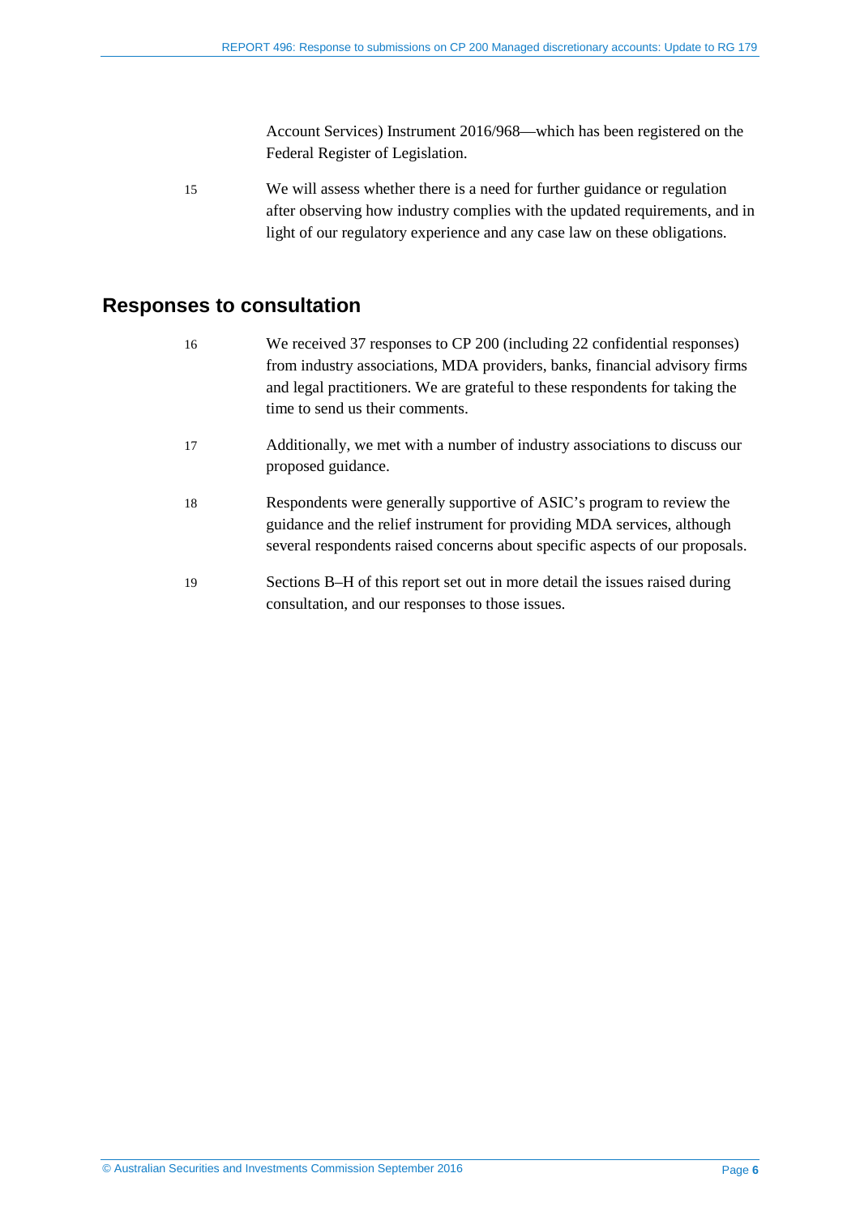Account Services) Instrument 2016/968—which has been registered on the Federal Register of Legislation.

15 We will assess whether there is a need for further guidance or regulation after observing how industry complies with the updated requirements, and in light of our regulatory experience and any case law on these obligations.

## Responses to consultation

16 We received 37 responses to CP 200 (including 22 confidential responses) from industry associations, MDA providers, banks, financial advisory firms and legal practitioners. We are grateful to these respondents for taking the time to send us their comments.

17 Additionally, we met with a number of industry associations to discuss our proposed guidance.

18 Respondents were generally supportive of ASIC's program to review the guidance and the relief instrument for providing MDA services, although several respondents raised concerns about specific aspects of our proposals.

19 Sections B–H of this report set out in more detail the issues raised during consultation, and our responses to those issues.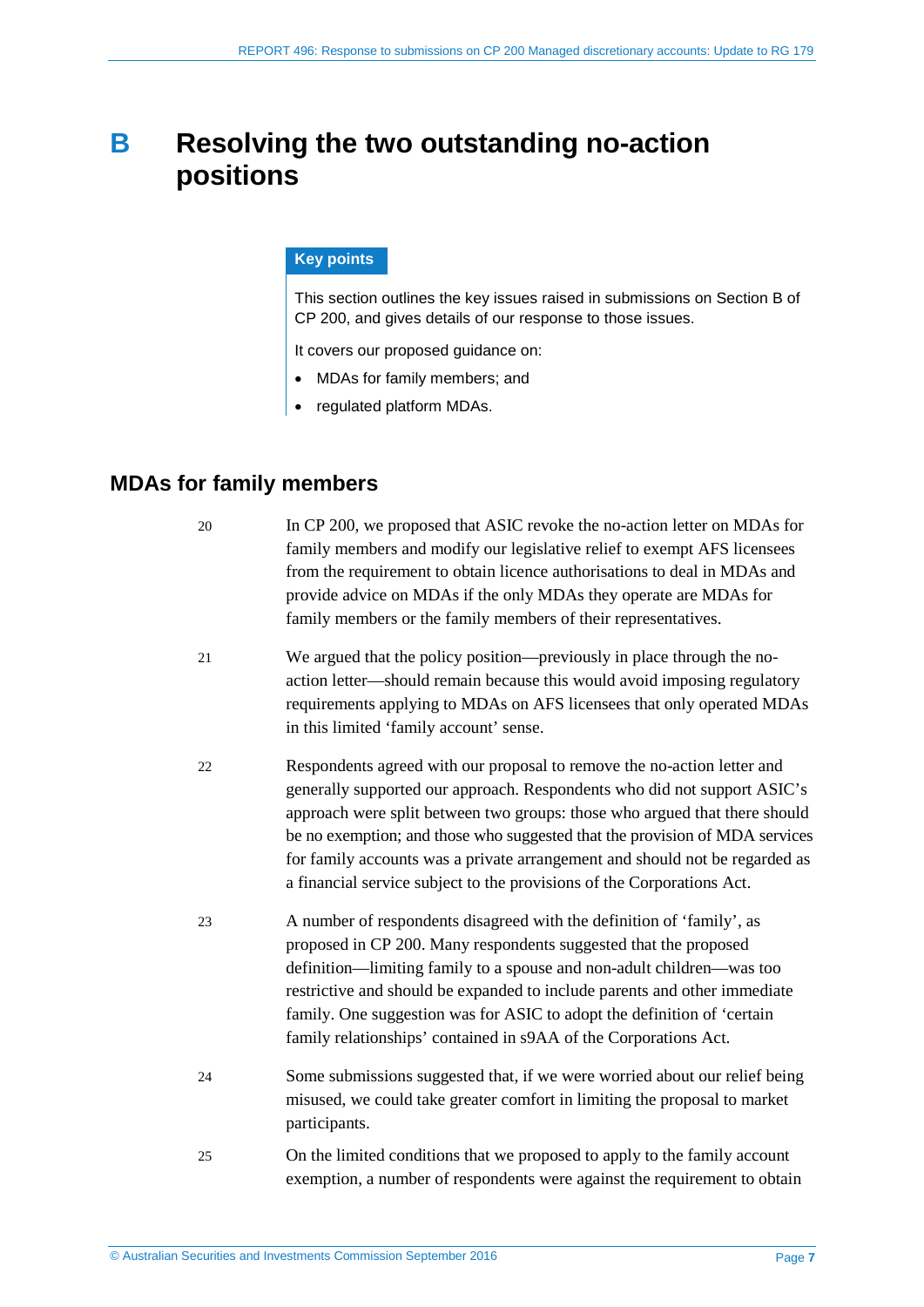# B Resolving the two outstanding no-action positions

> **Key points**
>
> This section outlines the key issues raised in submissions on Section B of CP 200, and gives details of our response to those issues.
>
> It covers our proposed guidance on:
>
> - MDAs for family members; and
> - regulated platform MDAs.

## MDAs for family members

20 In CP 200, we proposed that ASIC revoke the no-action letter on MDAs for family members and modify our legislative relief to exempt AFS licensees from the requirement to obtain licence authorisations to deal in MDAs and provide advice on MDAs if the only MDAs they operate are MDAs for family members or the family members of their representatives.

21 We argued that the policy position—previously in place through the no-action letter—should remain because this would avoid imposing regulatory requirements applying to MDAs on AFS licensees that only operated MDAs in this limited 'family account' sense.

22 Respondents agreed with our proposal to remove the no-action letter and generally supported our approach. Respondents who did not support ASIC's approach were split between two groups: those who argued that there should be no exemption; and those who suggested that the provision of MDA services for family accounts was a private arrangement and should not be regarded as a financial service subject to the provisions of the Corporations Act.

23 A number of respondents disagreed with the definition of 'family', as proposed in CP 200. Many respondents suggested that the proposed definition—limiting family to a spouse and non-adult children—was too restrictive and should be expanded to include parents and other immediate family. One suggestion was for ASIC to adopt the definition of 'certain family relationships' contained in s9AA of the Corporations Act.

24 Some submissions suggested that, if we were worried about our relief being misused, we could take greater comfort in limiting the proposal to market participants.

25 On the limited conditions that we proposed to apply to the family account exemption, a number of respondents were against the requirement to obtain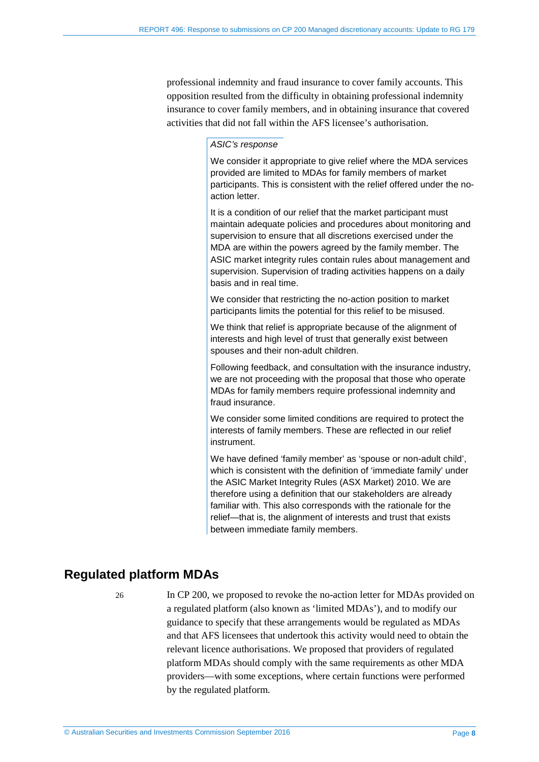professional indemnity and fraud insurance to cover family accounts. This opposition resulted from the difficulty in obtaining professional indemnity insurance to cover family members, and in obtaining insurance that covered activities that did not fall within the AFS licensee's authorisation.

> *ASIC's response*
>
> We consider it appropriate to give relief where the MDA services provided are limited to MDAs for family members of market participants. This is consistent with the relief offered under the no-action letter.
>
> It is a condition of our relief that the market participant must maintain adequate policies and procedures about monitoring and supervision to ensure that all discretions exercised under the MDA are within the powers agreed by the family member. The ASIC market integrity rules contain rules about management and supervision. Supervision of trading activities happens on a daily basis and in real time.
>
> We consider that restricting the no-action position to market participants limits the potential for this relief to be misused.
>
> We think that relief is appropriate because of the alignment of interests and high level of trust that generally exist between spouses and their non-adult children.
>
> Following feedback, and consultation with the insurance industry, we are not proceeding with the proposal that those who operate MDAs for family members require professional indemnity and fraud insurance.
>
> We consider some limited conditions are required to protect the interests of family members. These are reflected in our relief instrument.
>
> We have defined 'family member' as 'spouse or non-adult child', which is consistent with the definition of 'immediate family' under the ASIC Market Integrity Rules (ASX Market) 2010. We are therefore using a definition that our stakeholders are already familiar with. This also corresponds with the rationale for the relief—that is, the alignment of interests and trust that exists between immediate family members.

## Regulated platform MDAs

26 In CP 200, we proposed to revoke the no-action letter for MDAs provided on a regulated platform (also known as 'limited MDAs'), and to modify our guidance to specify that these arrangements would be regulated as MDAs and that AFS licensees that undertook this activity would need to obtain the relevant licence authorisations. We proposed that providers of regulated platform MDAs should comply with the same requirements as other MDA providers—with some exceptions, where certain functions were performed by the regulated platform.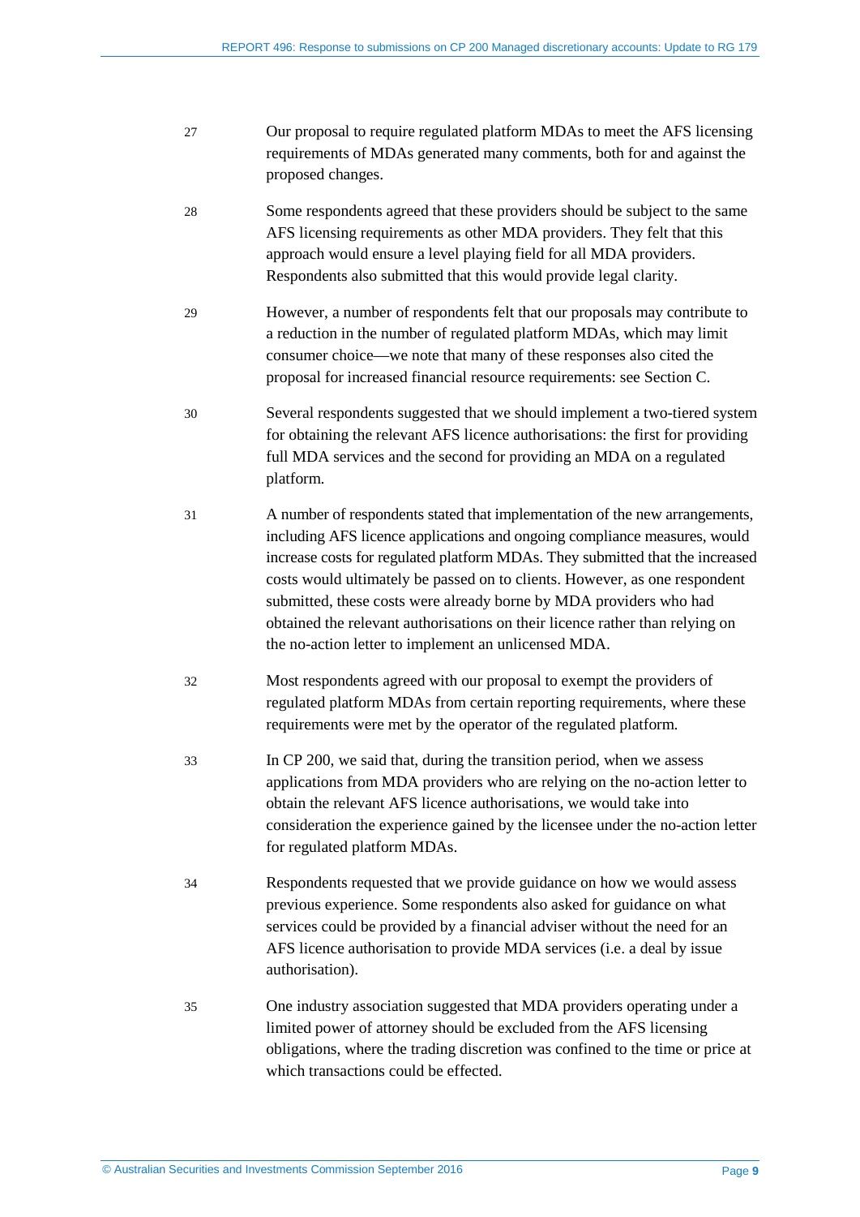27 Our proposal to require regulated platform MDAs to meet the AFS licensing requirements of MDAs generated many comments, both for and against the proposed changes.

28 Some respondents agreed that these providers should be subject to the same AFS licensing requirements as other MDA providers. They felt that this approach would ensure a level playing field for all MDA providers. Respondents also submitted that this would provide legal clarity.

29 However, a number of respondents felt that our proposals may contribute to a reduction in the number of regulated platform MDAs, which may limit consumer choice—we note that many of these responses also cited the proposal for increased financial resource requirements: see Section C.

30 Several respondents suggested that we should implement a two-tiered system for obtaining the relevant AFS licence authorisations: the first for providing full MDA services and the second for providing an MDA on a regulated platform.

31 A number of respondents stated that implementation of the new arrangements, including AFS licence applications and ongoing compliance measures, would increase costs for regulated platform MDAs. They submitted that the increased costs would ultimately be passed on to clients. However, as one respondent submitted, these costs were already borne by MDA providers who had obtained the relevant authorisations on their licence rather than relying on the no-action letter to implement an unlicensed MDA.

32 Most respondents agreed with our proposal to exempt the providers of regulated platform MDAs from certain reporting requirements, where these requirements were met by the operator of the regulated platform.

33 In CP 200, we said that, during the transition period, when we assess applications from MDA providers who are relying on the no-action letter to obtain the relevant AFS licence authorisations, we would take into consideration the experience gained by the licensee under the no-action letter for regulated platform MDAs.

34 Respondents requested that we provide guidance on how we would assess previous experience. Some respondents also asked for guidance on what services could be provided by a financial adviser without the need for an AFS licence authorisation to provide MDA services (i.e. a deal by issue authorisation).

35 One industry association suggested that MDA providers operating under a limited power of attorney should be excluded from the AFS licensing obligations, where the trading discretion was confined to the time or price at which transactions could be effected.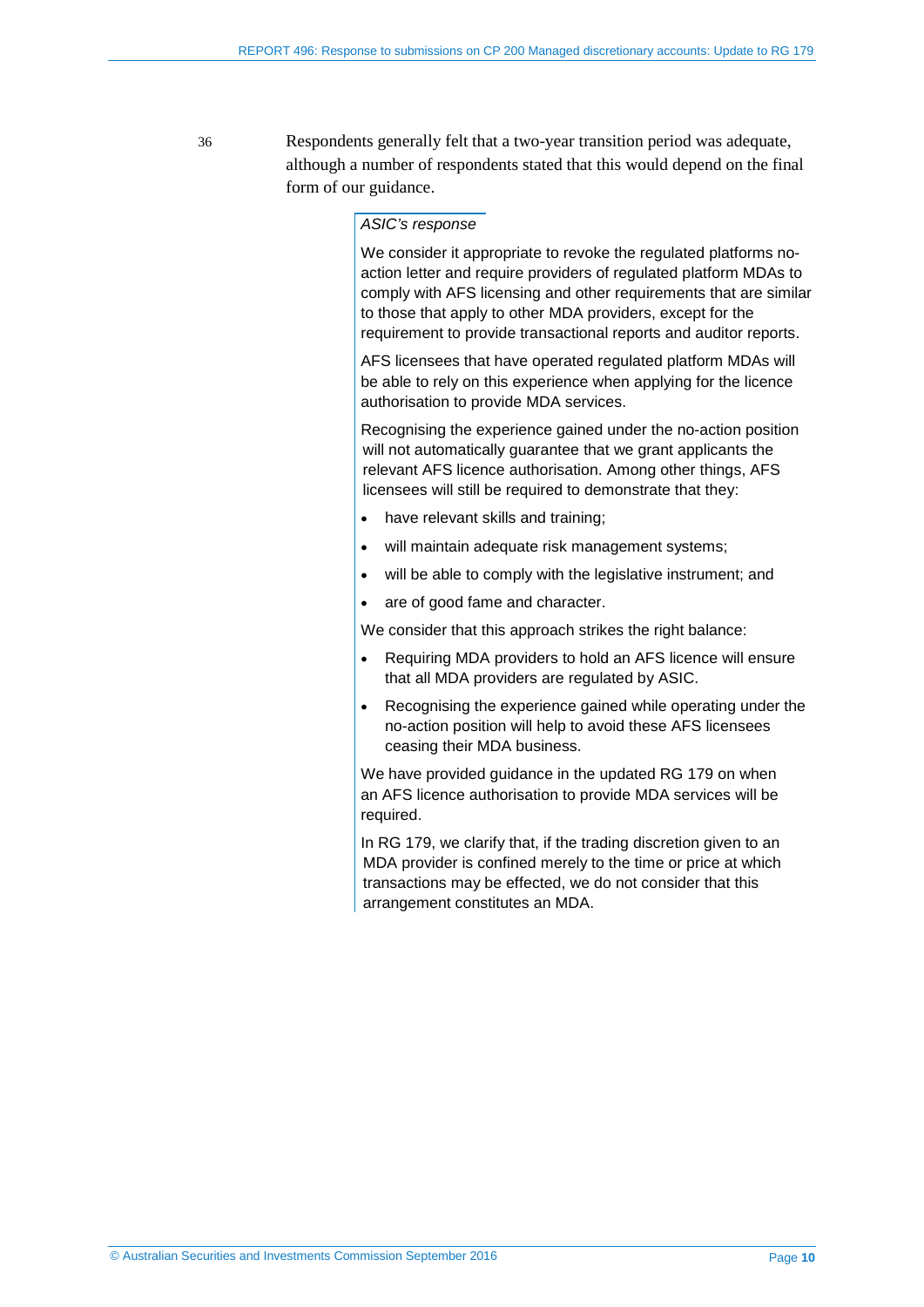36 Respondents generally felt that a two-year transition period was adequate, although a number of respondents stated that this would depend on the final form of our guidance.

> *ASIC's response*
>
> We consider it appropriate to revoke the regulated platforms no-action letter and require providers of regulated platform MDAs to comply with AFS licensing and other requirements that are similar to those that apply to other MDA providers, except for the requirement to provide transactional reports and auditor reports.
>
> AFS licensees that have operated regulated platform MDAs will be able to rely on this experience when applying for the licence authorisation to provide MDA services.
>
> Recognising the experience gained under the no-action position will not automatically guarantee that we grant applicants the relevant AFS licence authorisation. Among other things, AFS licensees will still be required to demonstrate that they:
>
> - have relevant skills and training;
> - will maintain adequate risk management systems;
> - will be able to comply with the legislative instrument; and
> - are of good fame and character.
>
> We consider that this approach strikes the right balance:
>
> - Requiring MDA providers to hold an AFS licence will ensure that all MDA providers are regulated by ASIC.
> - Recognising the experience gained while operating under the no-action position will help to avoid these AFS licensees ceasing their MDA business.
>
> We have provided guidance in the updated RG 179 on when an AFS licence authorisation to provide MDA services will be required.
>
> In RG 179, we clarify that, if the trading discretion given to an MDA provider is confined merely to the time or price at which transactions may be effected, we do not consider that this arrangement constitutes an MDA.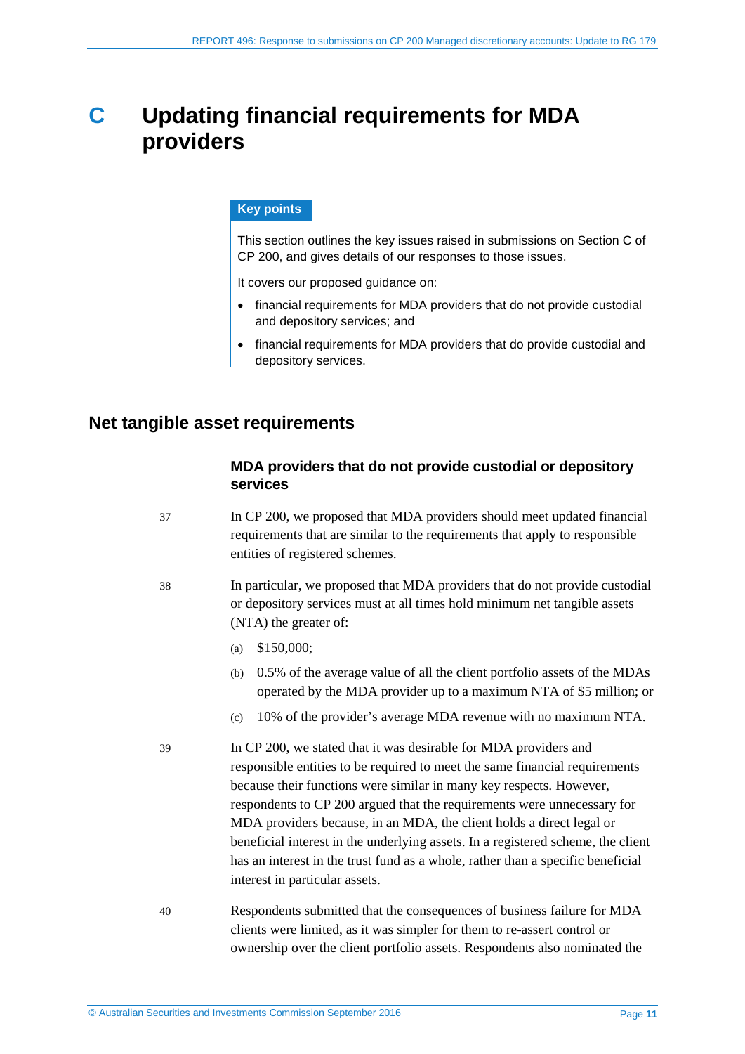# C Updating financial requirements for MDA providers

**Key points**

This section outlines the key issues raised in submissions on Section C of CP 200, and gives details of our responses to those issues.

It covers our proposed guidance on:

- financial requirements for MDA providers that do not provide custodial and depository services; and
- financial requirements for MDA providers that do provide custodial and depository services.

## Net tangible asset requirements

### MDA providers that do not provide custodial or depository services

37 In CP 200, we proposed that MDA providers should meet updated financial requirements that are similar to the requirements that apply to responsible entities of registered schemes.

38 In particular, we proposed that MDA providers that do not provide custodial or depository services must at all times hold minimum net tangible assets (NTA) the greater of:

(a) $150,000;

(b) 0.5% of the average value of all the client portfolio assets of the MDAs operated by the MDA provider up to a maximum NTA of $5 million; or

(c) 10% of the provider's average MDA revenue with no maximum NTA.

39 In CP 200, we stated that it was desirable for MDA providers and responsible entities to be required to meet the same financial requirements because their functions were similar in many key respects. However, respondents to CP 200 argued that the requirements were unnecessary for MDA providers because, in an MDA, the client holds a direct legal or beneficial interest in the underlying assets. In a registered scheme, the client has an interest in the trust fund as a whole, rather than a specific beneficial interest in particular assets.

40 Respondents submitted that the consequences of business failure for MDA clients were limited, as it was simpler for them to re-assert control or ownership over the client portfolio assets. Respondents also nominated the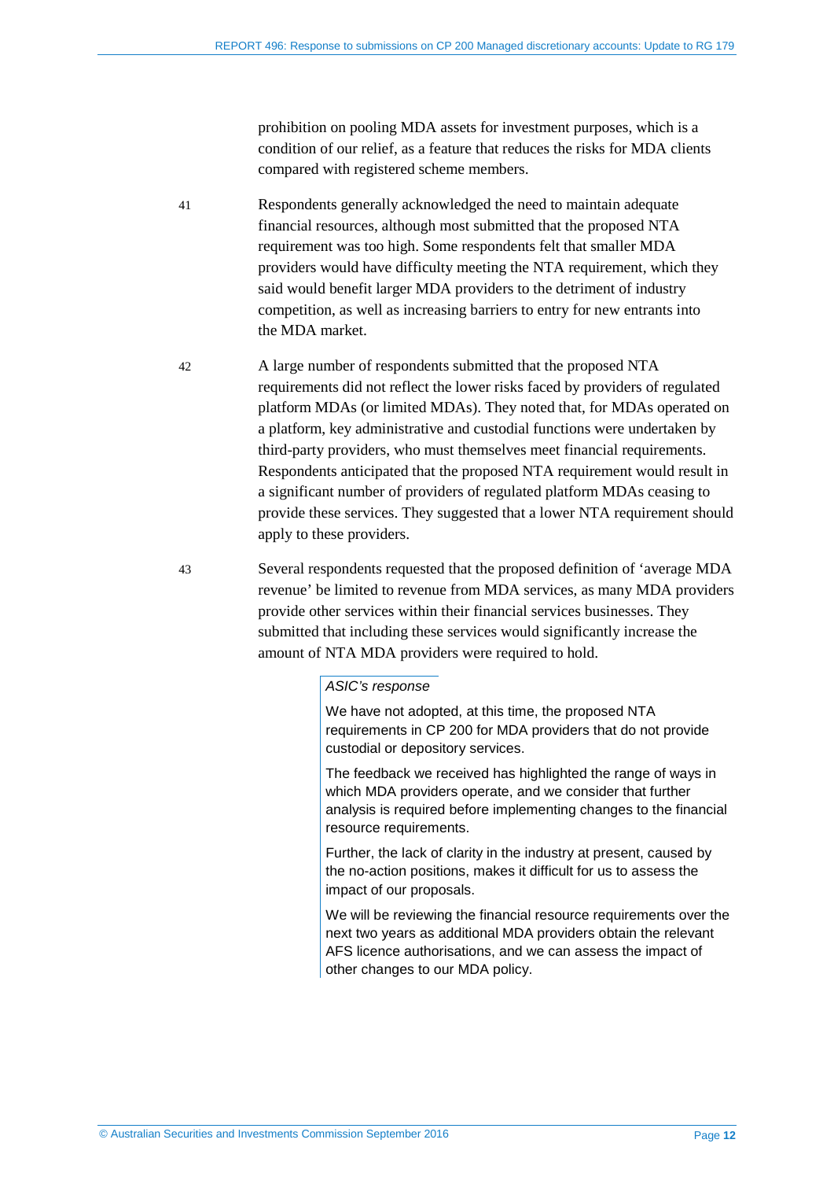prohibition on pooling MDA assets for investment purposes, which is a condition of our relief, as a feature that reduces the risks for MDA clients compared with registered scheme members.

41 Respondents generally acknowledged the need to maintain adequate financial resources, although most submitted that the proposed NTA requirement was too high. Some respondents felt that smaller MDA providers would have difficulty meeting the NTA requirement, which they said would benefit larger MDA providers to the detriment of industry competition, as well as increasing barriers to entry for new entrants into the MDA market.

42 A large number of respondents submitted that the proposed NTA requirements did not reflect the lower risks faced by providers of regulated platform MDAs (or limited MDAs). They noted that, for MDAs operated on a platform, key administrative and custodial functions were undertaken by third-party providers, who must themselves meet financial requirements. Respondents anticipated that the proposed NTA requirement would result in a significant number of providers of regulated platform MDAs ceasing to provide these services. They suggested that a lower NTA requirement should apply to these providers.

43 Several respondents requested that the proposed definition of 'average MDA revenue' be limited to revenue from MDA services, as many MDA providers provide other services within their financial services businesses. They submitted that including these services would significantly increase the amount of NTA MDA providers were required to hold.

> *ASIC's response*
>
> We have not adopted, at this time, the proposed NTA requirements in CP 200 for MDA providers that do not provide custodial or depository services.
>
> The feedback we received has highlighted the range of ways in which MDA providers operate, and we consider that further analysis is required before implementing changes to the financial resource requirements.
>
> Further, the lack of clarity in the industry at present, caused by the no-action positions, makes it difficult for us to assess the impact of our proposals.
>
> We will be reviewing the financial resource requirements over the next two years as additional MDA providers obtain the relevant AFS licence authorisations, and we can assess the impact of other changes to our MDA policy.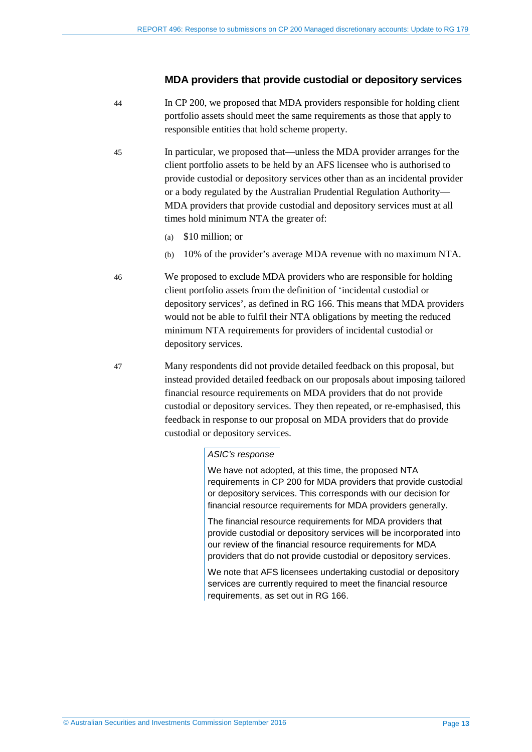### MDA providers that provide custodial or depository services

44 In CP 200, we proposed that MDA providers responsible for holding client portfolio assets should meet the same requirements as those that apply to responsible entities that hold scheme property.

45 In particular, we proposed that—unless the MDA provider arranges for the client portfolio assets to be held by an AFS licensee who is authorised to provide custodial or depository services other than as an incidental provider or a body regulated by the Australian Prudential Regulation Authority—MDA providers that provide custodial and depository services must at all times hold minimum NTA the greater of:

(a) $10 million; or

(b) 10% of the provider's average MDA revenue with no maximum NTA.

46 We proposed to exclude MDA providers who are responsible for holding client portfolio assets from the definition of 'incidental custodial or depository services', as defined in RG 166. This means that MDA providers would not be able to fulfil their NTA obligations by meeting the reduced minimum NTA requirements for providers of incidental custodial or depository services.

47 Many respondents did not provide detailed feedback on this proposal, but instead provided detailed feedback on our proposals about imposing tailored financial resource requirements on MDA providers that do not provide custodial or depository services. They then repeated, or re-emphasised, this feedback in response to our proposal on MDA providers that do provide custodial or depository services.

> *ASIC's response*
>
> We have not adopted, at this time, the proposed NTA requirements in CP 200 for MDA providers that provide custodial or depository services. This corresponds with our decision for financial resource requirements for MDA providers generally.
>
> The financial resource requirements for MDA providers that provide custodial or depository services will be incorporated into our review of the financial resource requirements for MDA providers that do not provide custodial or depository services.
>
> We note that AFS licensees undertaking custodial or depository services are currently required to meet the financial resource requirements, as set out in RG 166.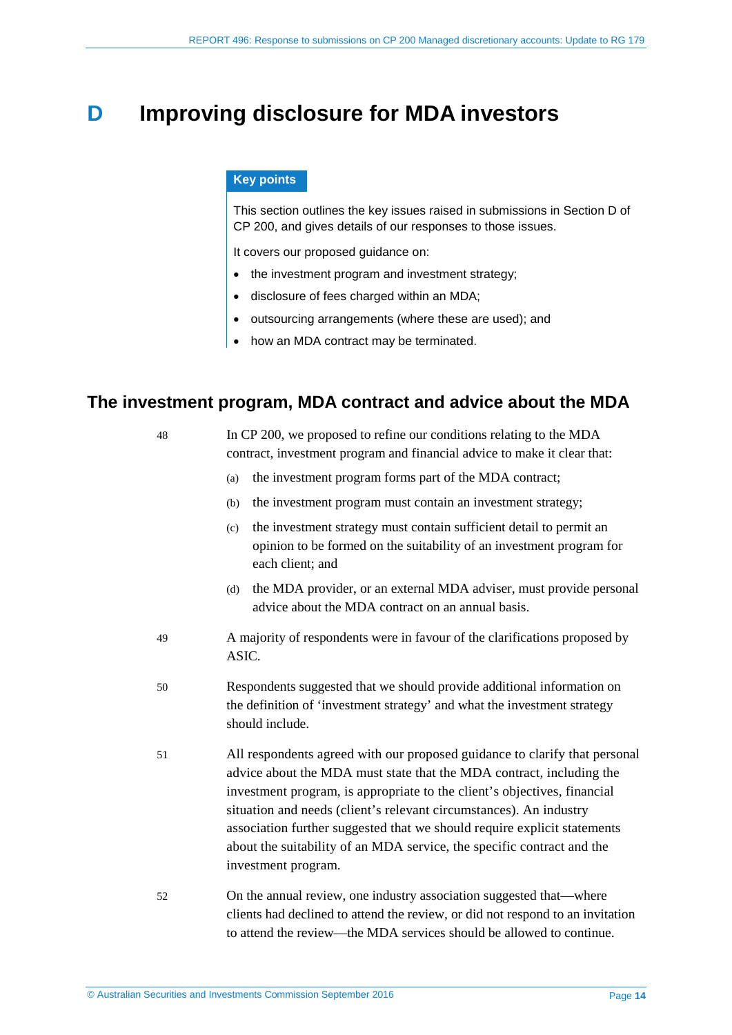# D Improving disclosure for MDA investors

**Key points**

This section outlines the key issues raised in submissions in Section D of CP 200, and gives details of our responses to those issues.

It covers our proposed guidance on:

- the investment program and investment strategy;
- disclosure of fees charged within an MDA;
- outsourcing arrangements (where these are used); and
- how an MDA contract may be terminated.

## The investment program, MDA contract and advice about the MDA

48 In CP 200, we proposed to refine our conditions relating to the MDA contract, investment program and financial advice to make it clear that:

(a) the investment program forms part of the MDA contract;

(b) the investment program must contain an investment strategy;

(c) the investment strategy must contain sufficient detail to permit an opinion to be formed on the suitability of an investment program for each client; and

(d) the MDA provider, or an external MDA adviser, must provide personal advice about the MDA contract on an annual basis.

49 A majority of respondents were in favour of the clarifications proposed by ASIC.

50 Respondents suggested that we should provide additional information on the definition of 'investment strategy' and what the investment strategy should include.

51 All respondents agreed with our proposed guidance to clarify that personal advice about the MDA must state that the MDA contract, including the investment program, is appropriate to the client's objectives, financial situation and needs (client's relevant circumstances). An industry association further suggested that we should require explicit statements about the suitability of an MDA service, the specific contract and the investment program.

52 On the annual review, one industry association suggested that—where clients had declined to attend the review, or did not respond to an invitation to attend the review—the MDA services should be allowed to continue.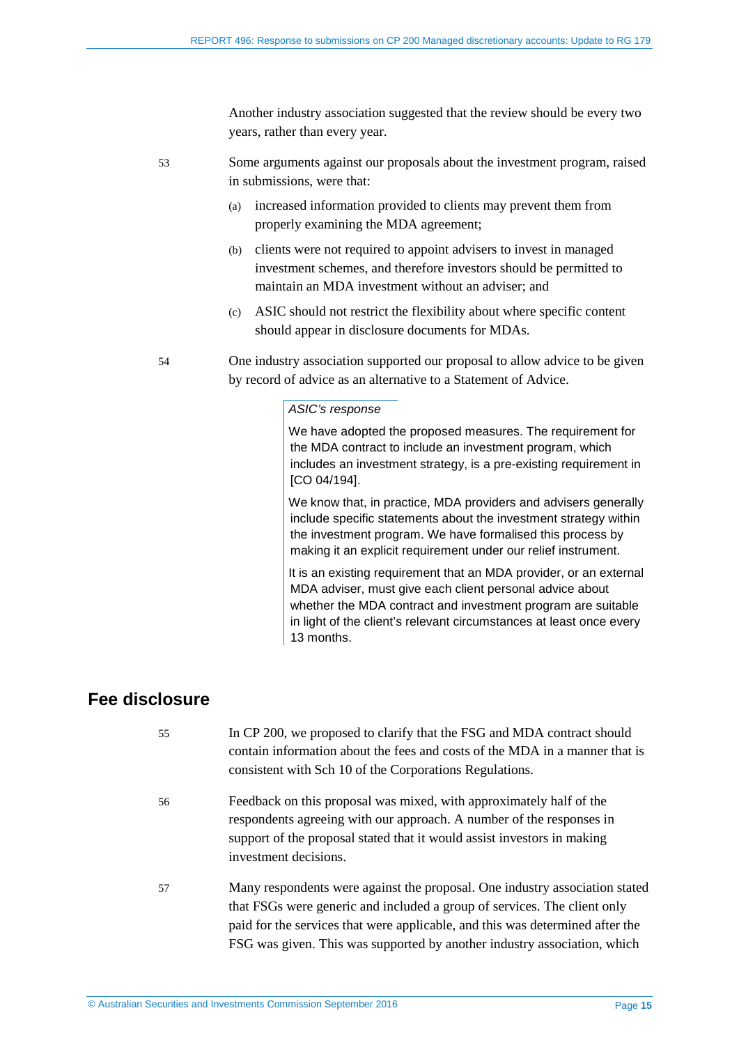Another industry association suggested that the review should be every two years, rather than every year.

53 Some arguments against our proposals about the investment program, raised in submissions, were that:

(a) increased information provided to clients may prevent them from properly examining the MDA agreement;

(b) clients were not required to appoint advisers to invest in managed investment schemes, and therefore investors should be permitted to maintain an MDA investment without an adviser; and

(c) ASIC should not restrict the flexibility about where specific content should appear in disclosure documents for MDAs.

54 One industry association supported our proposal to allow advice to be given by record of advice as an alternative to a Statement of Advice.

> *ASIC's response*
>
> We have adopted the proposed measures. The requirement for the MDA contract to include an investment program, which includes an investment strategy, is a pre-existing requirement in [CO 04/194].
>
> We know that, in practice, MDA providers and advisers generally include specific statements about the investment strategy within the investment program. We have formalised this process by making it an explicit requirement under our relief instrument.
>
> It is an existing requirement that an MDA provider, or an external MDA adviser, must give each client personal advice about whether the MDA contract and investment program are suitable in light of the client's relevant circumstances at least once every 13 months.

## Fee disclosure

55 In CP 200, we proposed to clarify that the FSG and MDA contract should contain information about the fees and costs of the MDA in a manner that is consistent with Sch 10 of the Corporations Regulations.

56 Feedback on this proposal was mixed, with approximately half of the respondents agreeing with our approach. A number of the responses in support of the proposal stated that it would assist investors in making investment decisions.

57 Many respondents were against the proposal. One industry association stated that FSGs were generic and included a group of services. The client only paid for the services that were applicable, and this was determined after the FSG was given. This was supported by another industry association, which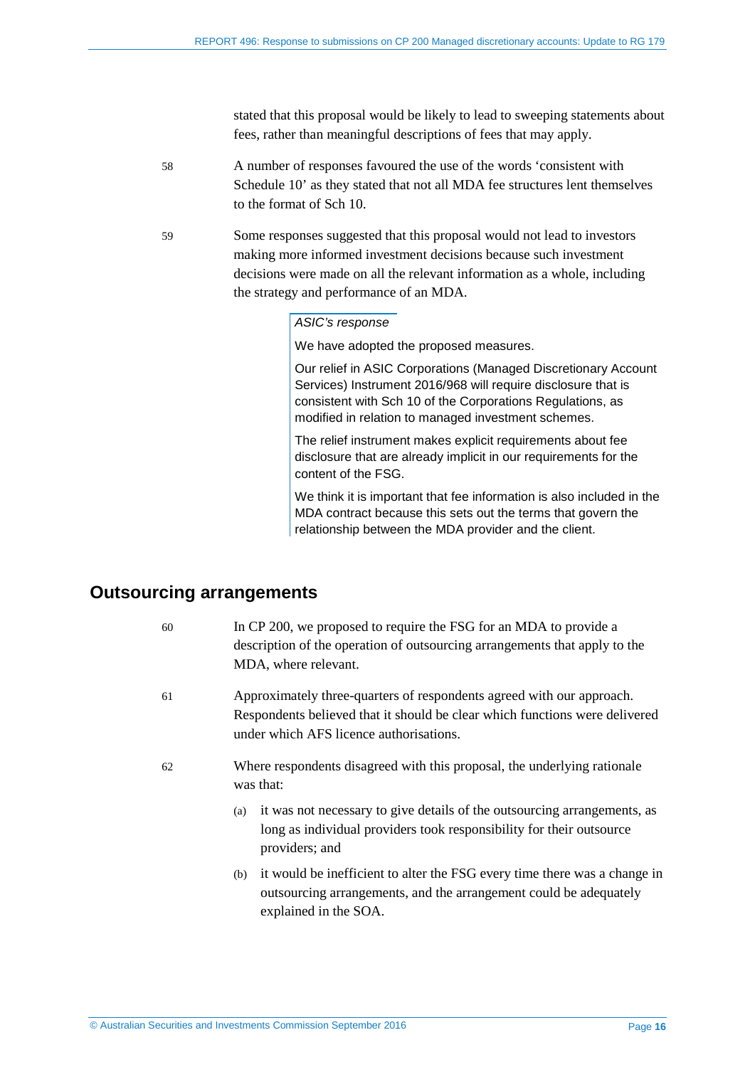stated that this proposal would be likely to lead to sweeping statements about fees, rather than meaningful descriptions of fees that may apply.

58 A number of responses favoured the use of the words 'consistent with Schedule 10' as they stated that not all MDA fee structures lent themselves to the format of Sch 10.

59 Some responses suggested that this proposal would not lead to investors making more informed investment decisions because such investment decisions were made on all the relevant information as a whole, including the strategy and performance of an MDA.

> *ASIC's response*
>
> We have adopted the proposed measures.
>
> Our relief in ASIC Corporations (Managed Discretionary Account Services) Instrument 2016/968 will require disclosure that is consistent with Sch 10 of the Corporations Regulations, as modified in relation to managed investment schemes.
>
> The relief instrument makes explicit requirements about fee disclosure that are already implicit in our requirements for the content of the FSG.
>
> We think it is important that fee information is also included in the MDA contract because this sets out the terms that govern the relationship between the MDA provider and the client.

## Outsourcing arrangements

60 In CP 200, we proposed to require the FSG for an MDA to provide a description of the operation of outsourcing arrangements that apply to the MDA, where relevant.

61 Approximately three-quarters of respondents agreed with our approach. Respondents believed that it should be clear which functions were delivered under which AFS licence authorisations.

62 Where respondents disagreed with this proposal, the underlying rationale was that:

(a) it was not necessary to give details of the outsourcing arrangements, as long as individual providers took responsibility for their outsource providers; and

(b) it would be inefficient to alter the FSG every time there was a change in outsourcing arrangements, and the arrangement could be adequately explained in the SOA.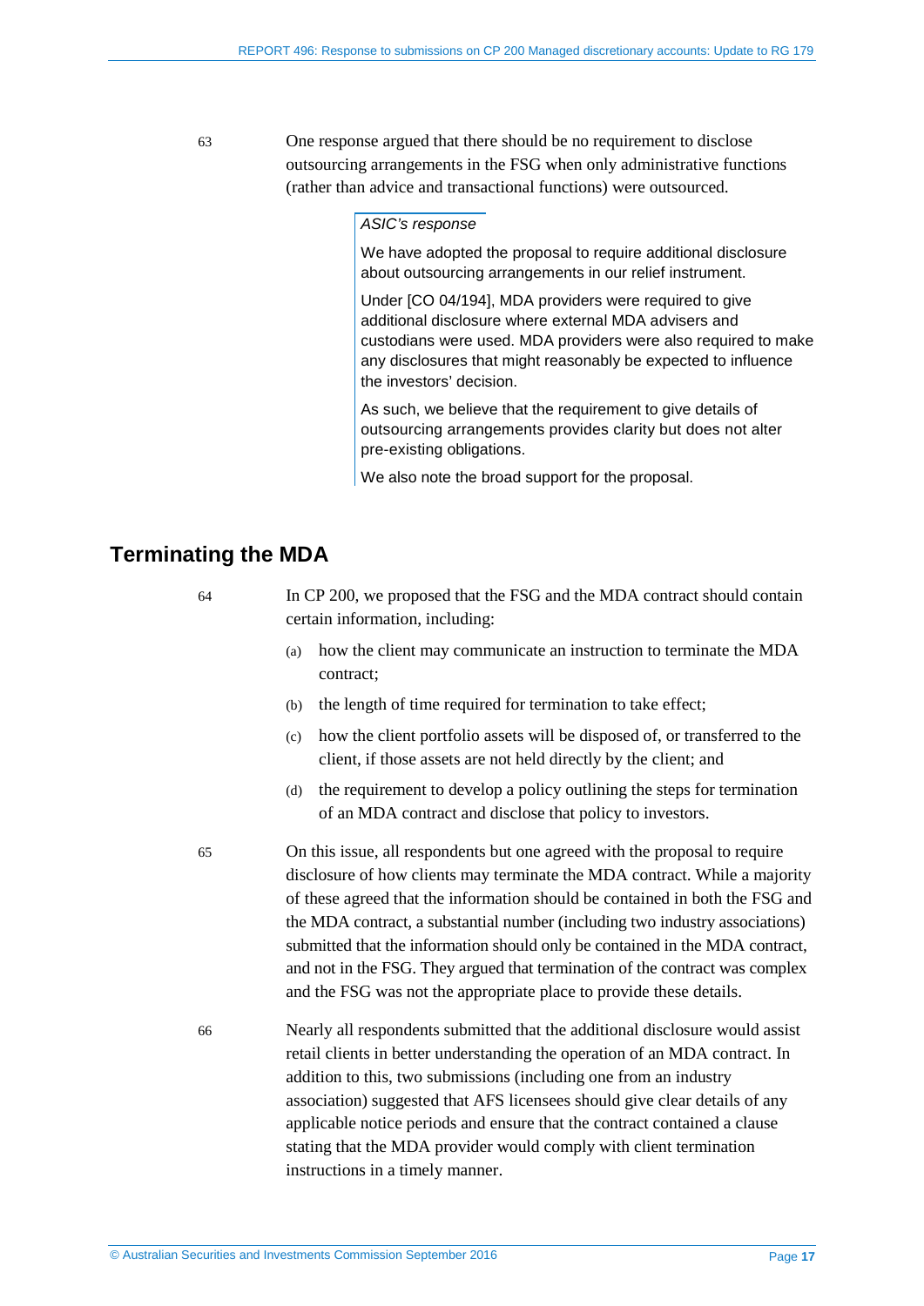63 One response argued that there should be no requirement to disclose outsourcing arrangements in the FSG when only administrative functions (rather than advice and transactional functions) were outsourced.

> *ASIC's response*
>
> We have adopted the proposal to require additional disclosure about outsourcing arrangements in our relief instrument.
>
> Under [CO 04/194], MDA providers were required to give additional disclosure where external MDA advisers and custodians were used. MDA providers were also required to make any disclosures that might reasonably be expected to influence the investors' decision.
>
> As such, we believe that the requirement to give details of outsourcing arrangements provides clarity but does not alter pre-existing obligations.
>
> We also note the broad support for the proposal.

## Terminating the MDA

64 In CP 200, we proposed that the FSG and the MDA contract should contain certain information, including:

(a) how the client may communicate an instruction to terminate the MDA contract;

(b) the length of time required for termination to take effect;

(c) how the client portfolio assets will be disposed of, or transferred to the client, if those assets are not held directly by the client; and

(d) the requirement to develop a policy outlining the steps for termination of an MDA contract and disclose that policy to investors.

65 On this issue, all respondents but one agreed with the proposal to require disclosure of how clients may terminate the MDA contract. While a majority of these agreed that the information should be contained in both the FSG and the MDA contract, a substantial number (including two industry associations) submitted that the information should only be contained in the MDA contract, and not in the FSG. They argued that termination of the contract was complex and the FSG was not the appropriate place to provide these details.

66 Nearly all respondents submitted that the additional disclosure would assist retail clients in better understanding the operation of an MDA contract. In addition to this, two submissions (including one from an industry association) suggested that AFS licensees should give clear details of any applicable notice periods and ensure that the contract contained a clause stating that the MDA provider would comply with client termination instructions in a timely manner.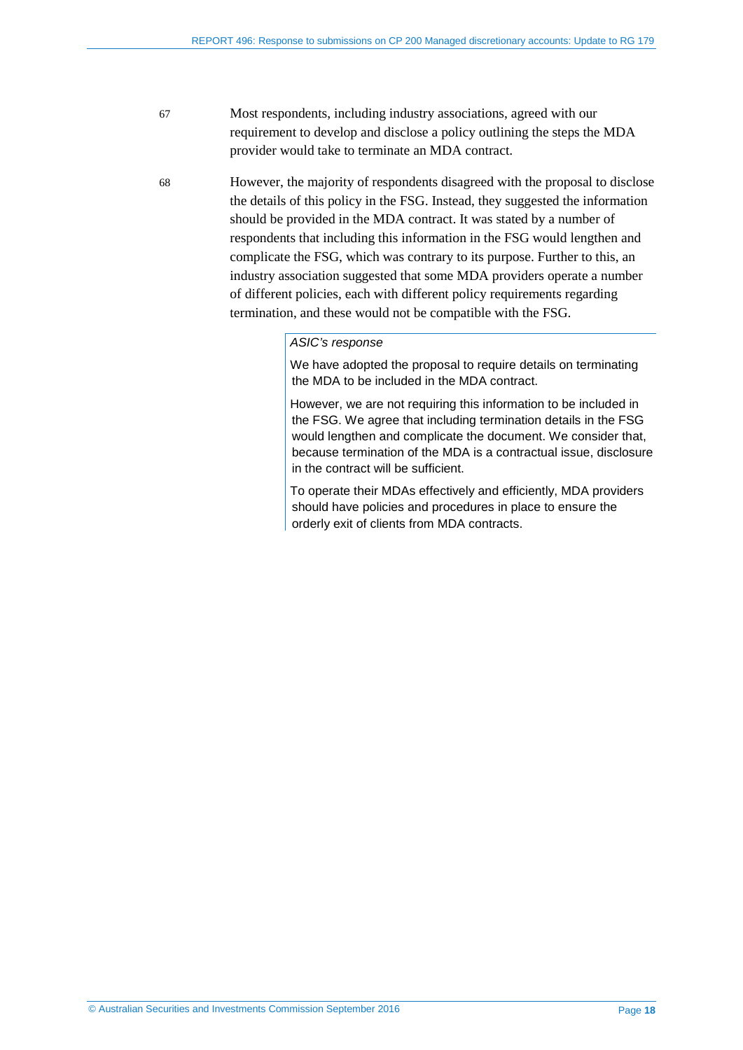67 Most respondents, including industry associations, agreed with our requirement to develop and disclose a policy outlining the steps the MDA provider would take to terminate an MDA contract.

68 However, the majority of respondents disagreed with the proposal to disclose the details of this policy in the FSG. Instead, they suggested the information should be provided in the MDA contract. It was stated by a number of respondents that including this information in the FSG would lengthen and complicate the FSG, which was contrary to its purpose. Further to this, an industry association suggested that some MDA providers operate a number of different policies, each with different policy requirements regarding termination, and these would not be compatible with the FSG.

> *ASIC's response*
>
> We have adopted the proposal to require details on terminating the MDA to be included in the MDA contract.
>
> However, we are not requiring this information to be included in the FSG. We agree that including termination details in the FSG would lengthen and complicate the document. We consider that, because termination of the MDA is a contractual issue, disclosure in the contract will be sufficient.
>
> To operate their MDAs effectively and efficiently, MDA providers should have policies and procedures in place to ensure the orderly exit of clients from MDA contracts.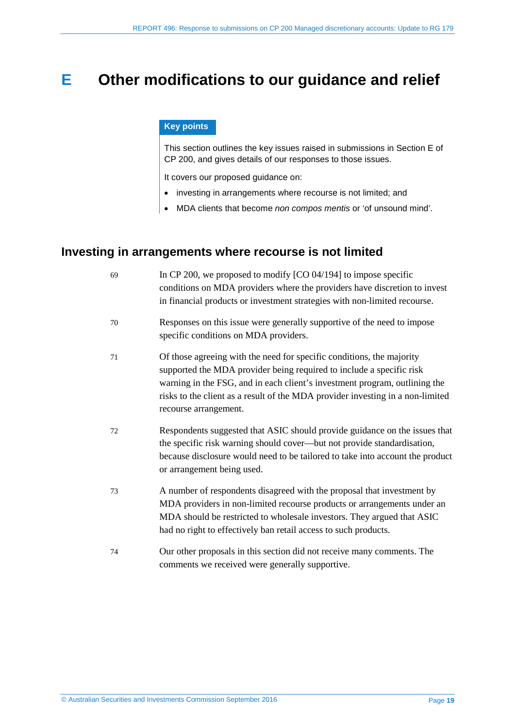# E Other modifications to our guidance and relief

**Key points**

This section outlines the key issues raised in submissions in Section E of CP 200, and gives details of our responses to those issues.

It covers our proposed guidance on:

- investing in arrangements where recourse is not limited; and
- MDA clients that become *non compos mentis* or 'of unsound mind'.

## Investing in arrangements where recourse is not limited

69 In CP 200, we proposed to modify [CO 04/194] to impose specific conditions on MDA providers where the providers have discretion to invest in financial products or investment strategies with non-limited recourse.

70 Responses on this issue were generally supportive of the need to impose specific conditions on MDA providers.

71 Of those agreeing with the need for specific conditions, the majority supported the MDA provider being required to include a specific risk warning in the FSG, and in each client's investment program, outlining the risks to the client as a result of the MDA provider investing in a non-limited recourse arrangement.

72 Respondents suggested that ASIC should provide guidance on the issues that the specific risk warning should cover—but not provide standardisation, because disclosure would need to be tailored to take into account the product or arrangement being used.

73 A number of respondents disagreed with the proposal that investment by MDA providers in non-limited recourse products or arrangements under an MDA should be restricted to wholesale investors. They argued that ASIC had no right to effectively ban retail access to such products.

74 Our other proposals in this section did not receive many comments. The comments we received were generally supportive.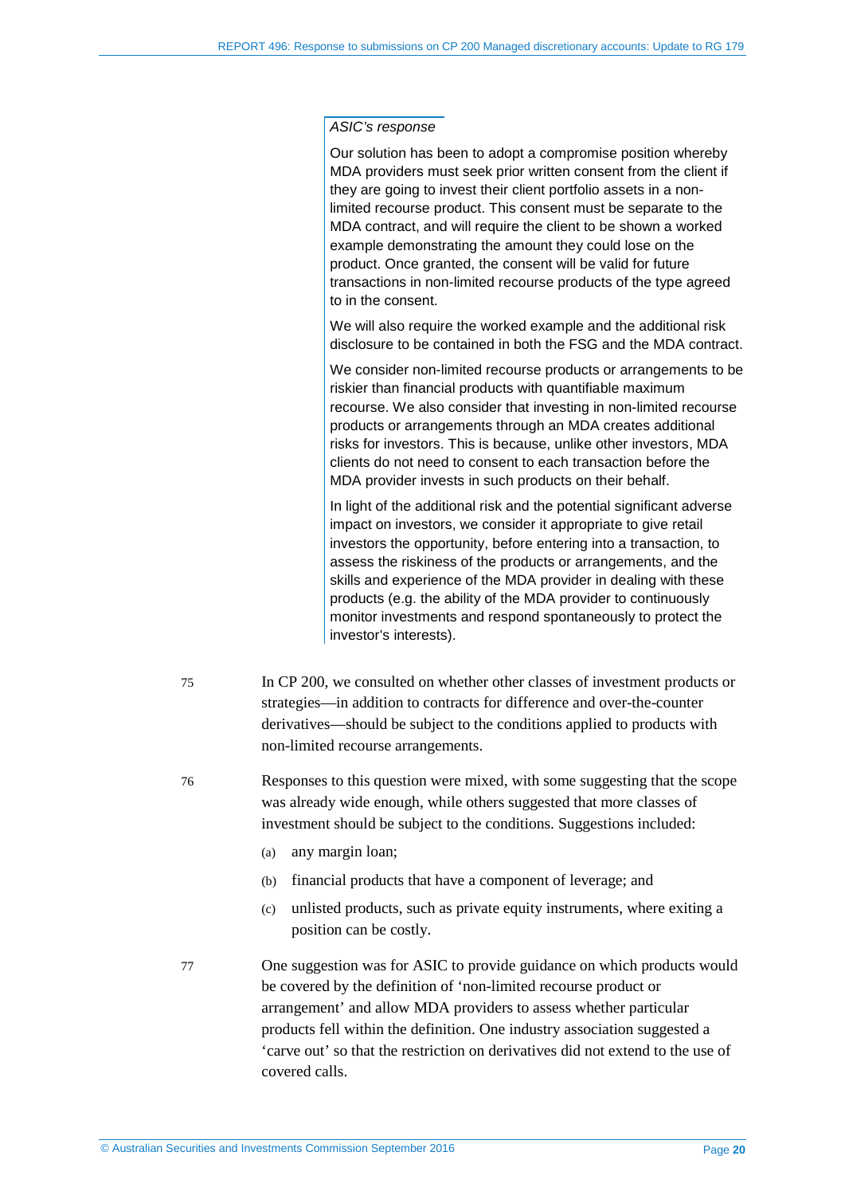*ASIC's response*

Our solution has been to adopt a compromise position whereby MDA providers must seek prior written consent from the client if they are going to invest their client portfolio assets in a non-limited recourse product. This consent must be separate to the MDA contract, and will require the client to be shown a worked example demonstrating the amount they could lose on the product. Once granted, the consent will be valid for future transactions in non-limited recourse products of the type agreed to in the consent.

We will also require the worked example and the additional risk disclosure to be contained in both the FSG and the MDA contract.

We consider non-limited recourse products or arrangements to be riskier than financial products with quantifiable maximum recourse. We also consider that investing in non-limited recourse products or arrangements through an MDA creates additional risks for investors. This is because, unlike other investors, MDA clients do not need to consent to each transaction before the MDA provider invests in such products on their behalf.

In light of the additional risk and the potential significant adverse impact on investors, we consider it appropriate to give retail investors the opportunity, before entering into a transaction, to assess the riskiness of the products or arrangements, and the skills and experience of the MDA provider in dealing with these products (e.g. the ability of the MDA provider to continuously monitor investments and respond spontaneously to protect the investor's interests).

75 In CP 200, we consulted on whether other classes of investment products or strategies—in addition to contracts for difference and over-the-counter derivatives—should be subject to the conditions applied to products with non-limited recourse arrangements.

76 Responses to this question were mixed, with some suggesting that the scope was already wide enough, while others suggested that more classes of investment should be subject to the conditions. Suggestions included:

(a) any margin loan;

(b) financial products that have a component of leverage; and

(c) unlisted products, such as private equity instruments, where exiting a position can be costly.

77 One suggestion was for ASIC to provide guidance on which products would be covered by the definition of 'non-limited recourse product or arrangement' and allow MDA providers to assess whether particular products fell within the definition. One industry association suggested a 'carve out' so that the restriction on derivatives did not extend to the use of covered calls.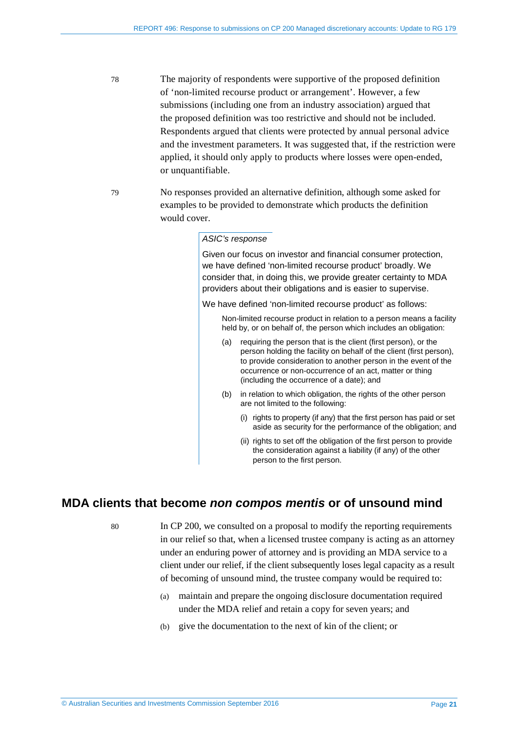78 The majority of respondents were supportive of the proposed definition of 'non-limited recourse product or arrangement'. However, a few submissions (including one from an industry association) argued that the proposed definition was too restrictive and should not be included. Respondents argued that clients were protected by annual personal advice and the investment parameters. It was suggested that, if the restriction were applied, it should only apply to products where losses were open-ended, or unquantifiable.

79 No responses provided an alternative definition, although some asked for examples to be provided to demonstrate which products the definition would cover.

> *ASIC's response*
>
> Given our focus on investor and financial consumer protection, we have defined 'non-limited recourse product' broadly. We consider that, in doing this, we provide greater certainty to MDA providers about their obligations and is easier to supervise.
>
> We have defined 'non-limited recourse product' as follows:
>
> > Non-limited recourse product in relation to a person means a facility held by, or on behalf of, the person which includes an obligation:
> >
> > (a) requiring the person that is the client (first person), or the person holding the facility on behalf of the client (first person), to provide consideration to another person in the event of the occurrence or non-occurrence of an act, matter or thing (including the occurrence of a date); and
> >
> > (b) in relation to which obligation, the rights of the other person are not limited to the following:
> >
> > (i) rights to property (if any) that the first person has paid or set aside as security for the performance of the obligation; and
> >
> > (ii) rights to set off the obligation of the first person to provide the consideration against a liability (if any) of the other person to the first person.

## MDA clients that become *non compos mentis* or of unsound mind

80 In CP 200, we consulted on a proposal to modify the reporting requirements in our relief so that, when a licensed trustee company is acting as an attorney under an enduring power of attorney and is providing an MDA service to a client under our relief, if the client subsequently loses legal capacity as a result of becoming of unsound mind, the trustee company would be required to:

(a) maintain and prepare the ongoing disclosure documentation required under the MDA relief and retain a copy for seven years; and

(b) give the documentation to the next of kin of the client; or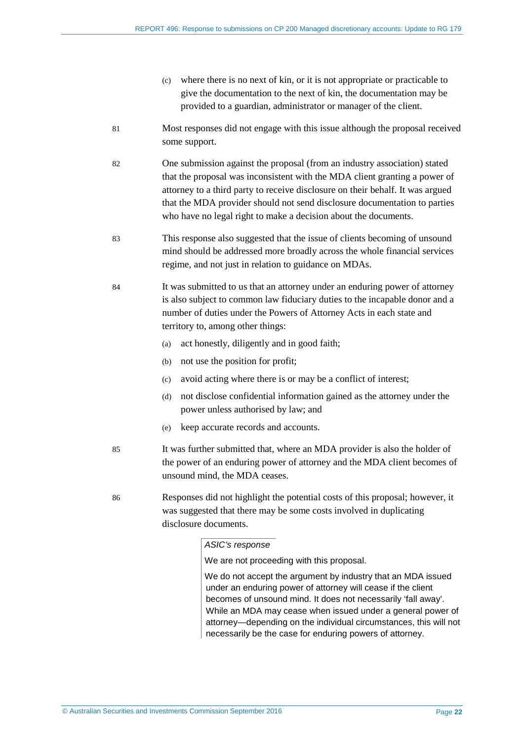(c) where there is no next of kin, or it is not appropriate or practicable to give the documentation to the next of kin, the documentation may be provided to a guardian, administrator or manager of the client.

81 Most responses did not engage with this issue although the proposal received some support.

82 One submission against the proposal (from an industry association) stated that the proposal was inconsistent with the MDA client granting a power of attorney to a third party to receive disclosure on their behalf. It was argued that the MDA provider should not send disclosure documentation to parties who have no legal right to make a decision about the documents.

83 This response also suggested that the issue of clients becoming of unsound mind should be addressed more broadly across the whole financial services regime, and not just in relation to guidance on MDAs.

84 It was submitted to us that an attorney under an enduring power of attorney is also subject to common law fiduciary duties to the incapable donor and a number of duties under the Powers of Attorney Acts in each state and territory to, among other things:

(a) act honestly, diligently and in good faith;

(b) not use the position for profit;

(c) avoid acting where there is or may be a conflict of interest;

(d) not disclose confidential information gained as the attorney under the power unless authorised by law; and

(e) keep accurate records and accounts.

85 It was further submitted that, where an MDA provider is also the holder of the power of an enduring power of attorney and the MDA client becomes of unsound mind, the MDA ceases.

86 Responses did not highlight the potential costs of this proposal; however, it was suggested that there may be some costs involved in duplicating disclosure documents.

> *ASIC's response*
>
> We are not proceeding with this proposal.
>
> We do not accept the argument by industry that an MDA issued under an enduring power of attorney will cease if the client becomes of unsound mind. It does not necessarily 'fall away'. While an MDA may cease when issued under a general power of attorney—depending on the individual circumstances, this will not necessarily be the case for enduring powers of attorney.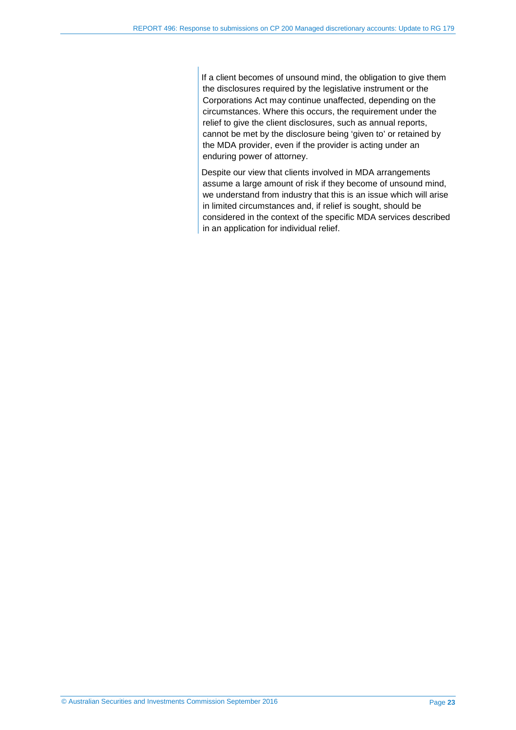If a client becomes of unsound mind, the obligation to give them the disclosures required by the legislative instrument or the Corporations Act may continue unaffected, depending on the circumstances. Where this occurs, the requirement under the relief to give the client disclosures, such as annual reports, cannot be met by the disclosure being 'given to' or retained by the MDA provider, even if the provider is acting under an enduring power of attorney.

Despite our view that clients involved in MDA arrangements assume a large amount of risk if they become of unsound mind, we understand from industry that this is an issue which will arise in limited circumstances and, if relief is sought, should be considered in the context of the specific MDA services described in an application for individual relief.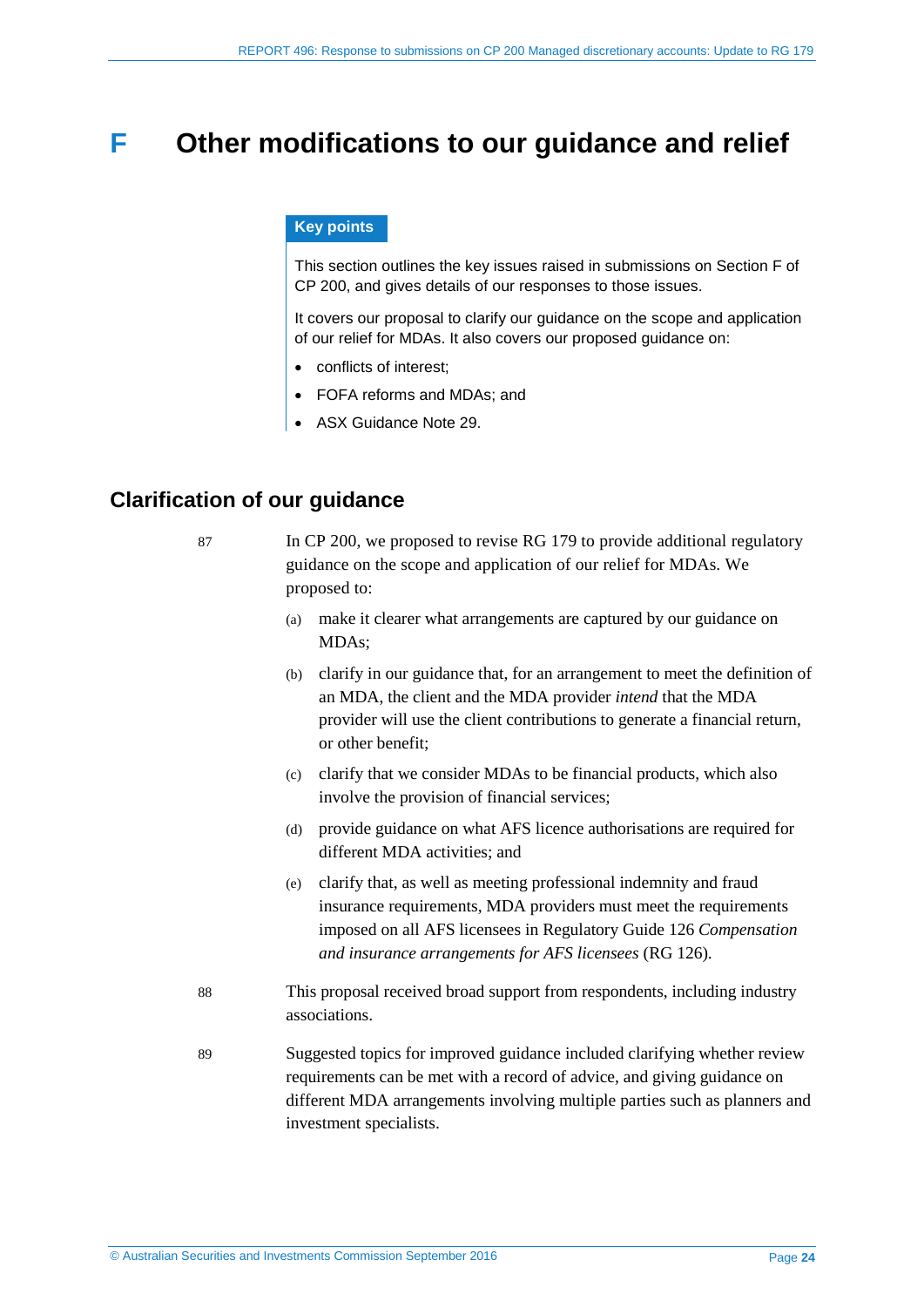# F Other modifications to our guidance and relief

**Key points**

This section outlines the key issues raised in submissions on Section F of CP 200, and gives details of our responses to those issues.

It covers our proposal to clarify our guidance on the scope and application of our relief for MDAs. It also covers our proposed guidance on:

- conflicts of interest;
- FOFA reforms and MDAs; and
- ASX Guidance Note 29.

## Clarification of our guidance

87 In CP 200, we proposed to revise RG 179 to provide additional regulatory guidance on the scope and application of our relief for MDAs. We proposed to:

(a) make it clearer what arrangements are captured by our guidance on MDAs;

(b) clarify in our guidance that, for an arrangement to meet the definition of an MDA, the client and the MDA provider *intend* that the MDA provider will use the client contributions to generate a financial return, or other benefit;

(c) clarify that we consider MDAs to be financial products, which also involve the provision of financial services;

(d) provide guidance on what AFS licence authorisations are required for different MDA activities; and

(e) clarify that, as well as meeting professional indemnity and fraud insurance requirements, MDA providers must meet the requirements imposed on all AFS licensees in Regulatory Guide 126 *Compensation and insurance arrangements for AFS licensees* (RG 126).

88 This proposal received broad support from respondents, including industry associations.

89 Suggested topics for improved guidance included clarifying whether review requirements can be met with a record of advice, and giving guidance on different MDA arrangements involving multiple parties such as planners and investment specialists.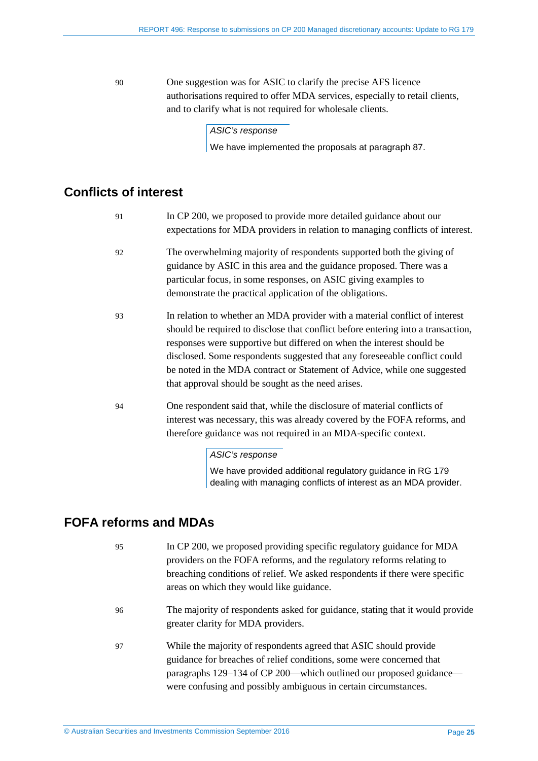90 One suggestion was for ASIC to clarify the precise AFS licence authorisations required to offer MDA services, especially to retail clients, and to clarify what is not required for wholesale clients.

> *ASIC's response*
>
> We have implemented the proposals at paragraph 87.

## Conflicts of interest

91 In CP 200, we proposed to provide more detailed guidance about our expectations for MDA providers in relation to managing conflicts of interest.

92 The overwhelming majority of respondents supported both the giving of guidance by ASIC in this area and the guidance proposed. There was a particular focus, in some responses, on ASIC giving examples to demonstrate the practical application of the obligations.

93 In relation to whether an MDA provider with a material conflict of interest should be required to disclose that conflict before entering into a transaction, responses were supportive but differed on when the interest should be disclosed. Some respondents suggested that any foreseeable conflict could be noted in the MDA contract or Statement of Advice, while one suggested that approval should be sought as the need arises.

94 One respondent said that, while the disclosure of material conflicts of interest was necessary, this was already covered by the FOFA reforms, and therefore guidance was not required in an MDA-specific context.

> *ASIC's response*
>
> We have provided additional regulatory guidance in RG 179 dealing with managing conflicts of interest as an MDA provider.

## FOFA reforms and MDAs

95 In CP 200, we proposed providing specific regulatory guidance for MDA providers on the FOFA reforms, and the regulatory reforms relating to breaching conditions of relief. We asked respondents if there were specific areas on which they would like guidance.

96 The majority of respondents asked for guidance, stating that it would provide greater clarity for MDA providers.

97 While the majority of respondents agreed that ASIC should provide guidance for breaches of relief conditions, some were concerned that paragraphs 129–134 of CP 200—which outlined our proposed guidance—were confusing and possibly ambiguous in certain circumstances.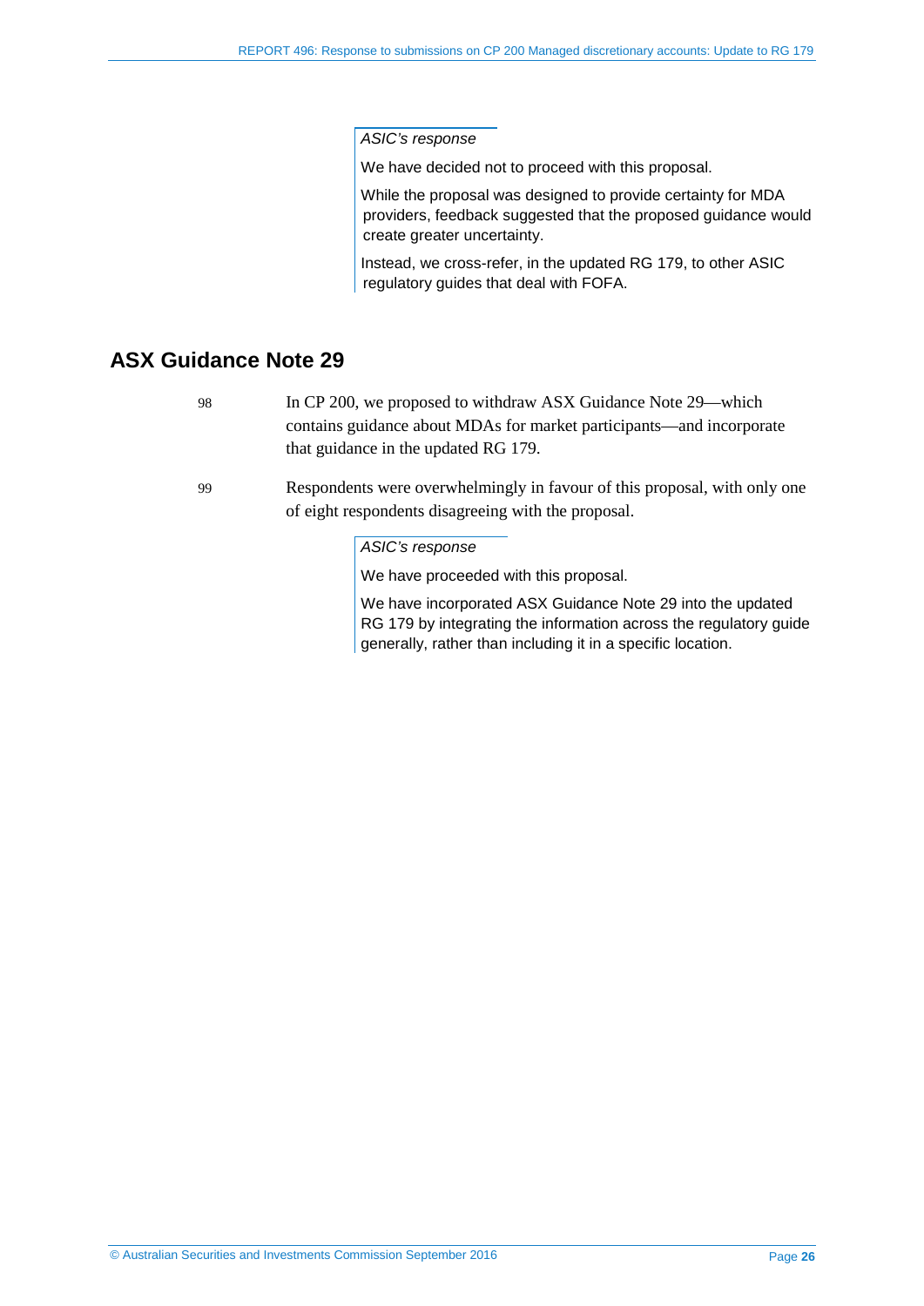*ASIC's response*

We have decided not to proceed with this proposal.

While the proposal was designed to provide certainty for MDA providers, feedback suggested that the proposed guidance would create greater uncertainty.

Instead, we cross-refer, in the updated RG 179, to other ASIC regulatory guides that deal with FOFA.

## ASX Guidance Note 29

98 In CP 200, we proposed to withdraw ASX Guidance Note 29—which contains guidance about MDAs for market participants—and incorporate that guidance in the updated RG 179.

99 Respondents were overwhelmingly in favour of this proposal, with only one of eight respondents disagreeing with the proposal.

*ASIC's response*

We have proceeded with this proposal.

We have incorporated ASX Guidance Note 29 into the updated RG 179 by integrating the information across the regulatory guide generally, rather than including it in a specific location.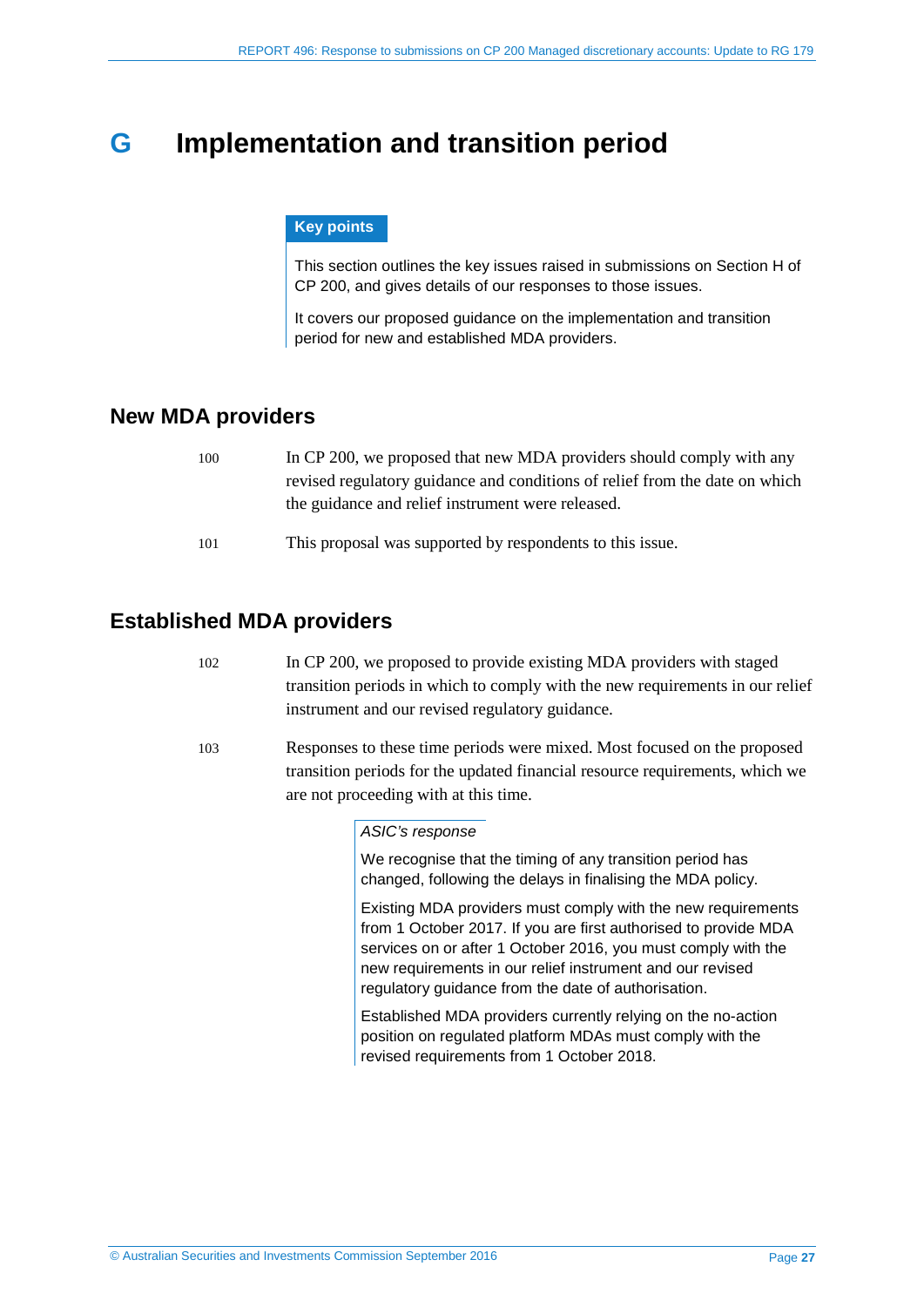# G Implementation and transition period

**Key points**

This section outlines the key issues raised in submissions on Section H of CP 200, and gives details of our responses to those issues.

It covers our proposed guidance on the implementation and transition period for new and established MDA providers.

## New MDA providers

100 In CP 200, we proposed that new MDA providers should comply with any revised regulatory guidance and conditions of relief from the date on which the guidance and relief instrument were released.

101 This proposal was supported by respondents to this issue.

## Established MDA providers

102 In CP 200, we proposed to provide existing MDA providers with staged transition periods in which to comply with the new requirements in our relief instrument and our revised regulatory guidance.

103 Responses to these time periods were mixed. Most focused on the proposed transition periods for the updated financial resource requirements, which we are not proceeding with at this time.

*ASIC's response*

We recognise that the timing of any transition period has changed, following the delays in finalising the MDA policy.

Existing MDA providers must comply with the new requirements from 1 October 2017. If you are first authorised to provide MDA services on or after 1 October 2016, you must comply with the new requirements in our relief instrument and our revised regulatory guidance from the date of authorisation.

Established MDA providers currently relying on the no-action position on regulated platform MDAs must comply with the revised requirements from 1 October 2018.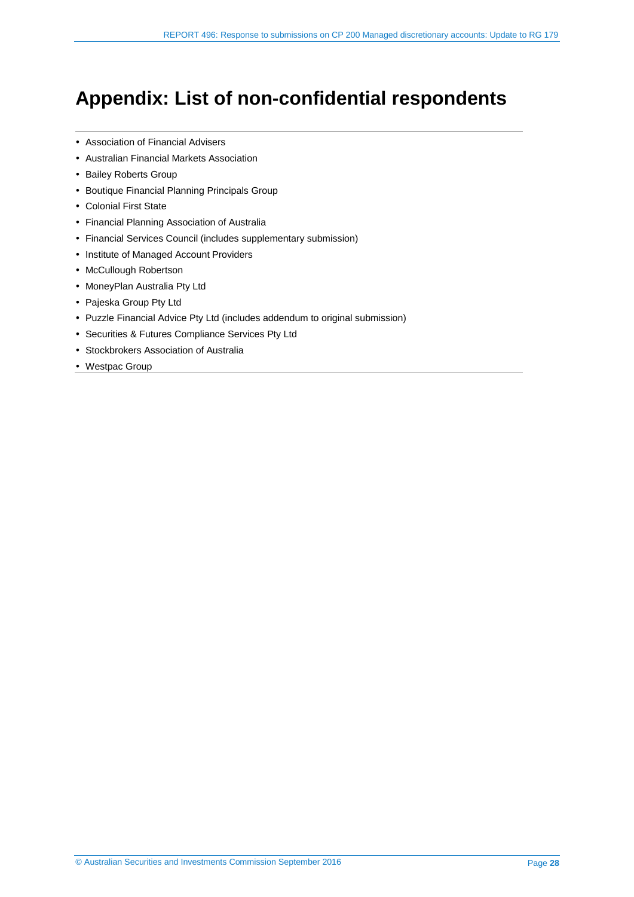# Appendix: List of non-confidential respondents

- Association of Financial Advisers
- Australian Financial Markets Association
- Bailey Roberts Group
- Boutique Financial Planning Principals Group
- Colonial First State
- Financial Planning Association of Australia
- Financial Services Council (includes supplementary submission)
- Institute of Managed Account Providers
- McCullough Robertson
- MoneyPlan Australia Pty Ltd
- Pajeska Group Pty Ltd
- Puzzle Financial Advice Pty Ltd (includes addendum to original submission)
- Securities & Futures Compliance Services Pty Ltd
- Stockbrokers Association of Australia
- Westpac Group